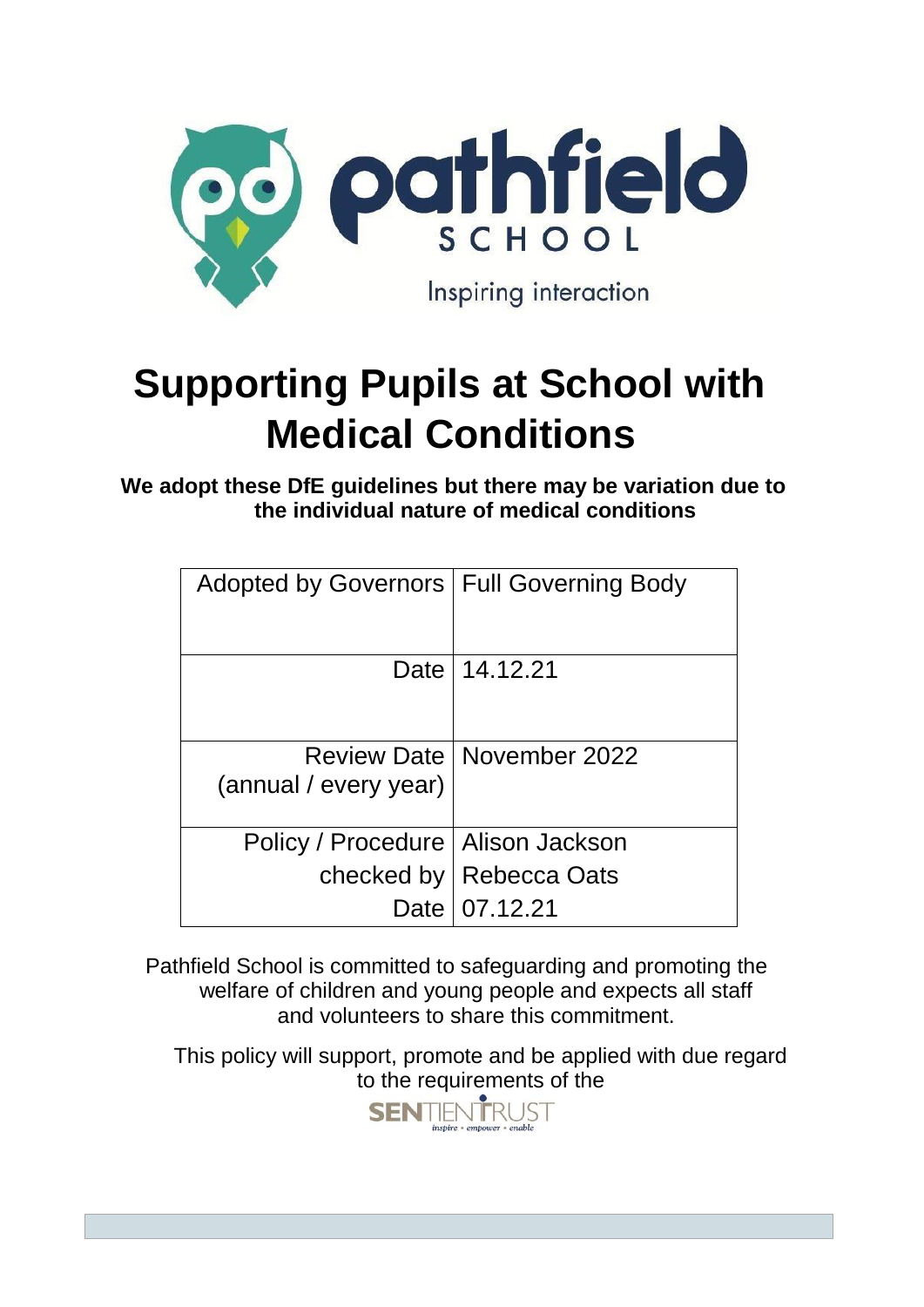pathfield SCHOOL

Inspiring interaction

# Supporting Pupils at School with Medical Conditions

**We adopt these DfE guidelines but there may be variation due to the individual nature of medical conditions**

| | |
|---|---|
| Adopted by Governors | Full Governing Body |
| Date | 14.12.21 |
| Review Date (annual / every year) | November 2022 |
| Policy / Procedure checked by Date | Alison Jackson Rebecca Oats 07.12.21 |

Pathfield School is committed to safeguarding and promoting the welfare of children and young people and expects all staff and volunteers to share this commitment.

This policy will support, promote and be applied with due regard to the requirements of the

SENTIENT TRUST
inspire • empower • enable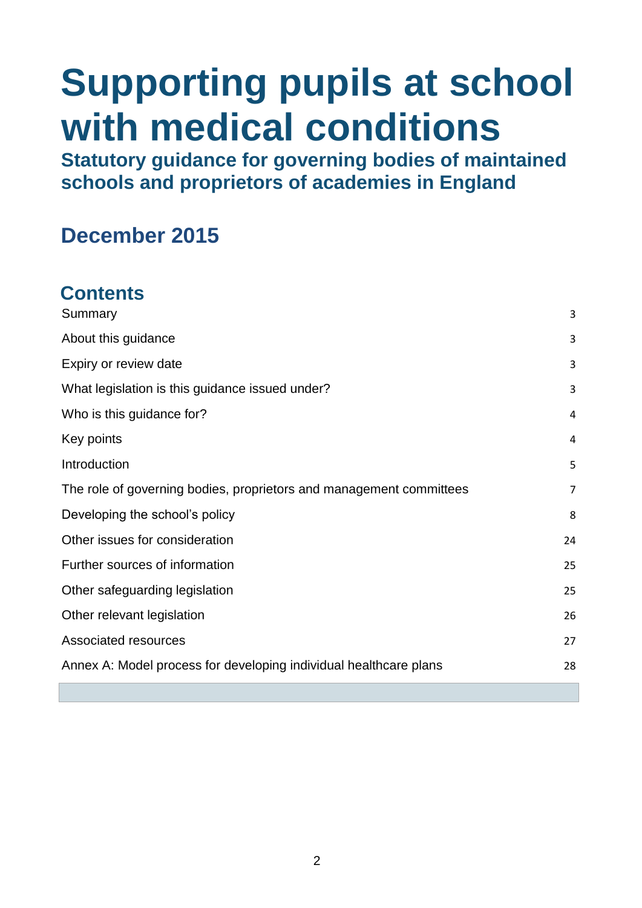# Supporting pupils at school with medical conditions

**Statutory guidance for governing bodies of maintained schools and proprietors of academies in England**

## December 2015

## Contents

| | |
|---|---|
| Summary | 3 |
| About this guidance | 3 |
| Expiry or review date | 3 |
| What legislation is this guidance issued under? | 3 |
| Who is this guidance for? | 4 |
| Key points | 4 |
| Introduction | 5 |
| The role of governing bodies, proprietors and management committees | 7 |
| Developing the school's policy | 8 |
| Other issues for consideration | 24 |
| Further sources of information | 25 |
| Other safeguarding legislation | 25 |
| Other relevant legislation | 26 |
| Associated resources | 27 |
| Annex A: Model process for developing individual healthcare plans | 28 |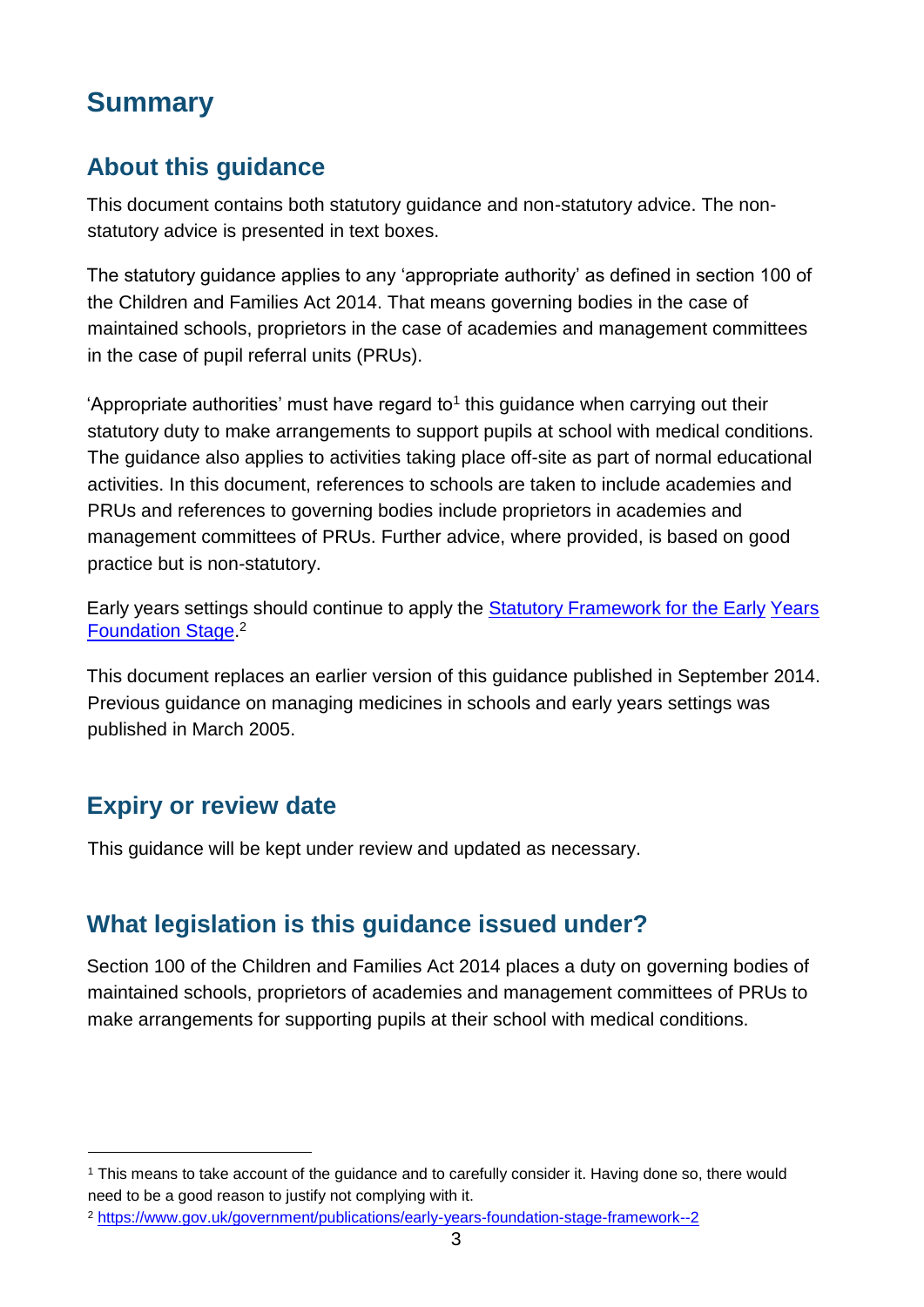# Summary

## About this guidance

This document contains both statutory guidance and non-statutory advice. The non-statutory advice is presented in text boxes.

The statutory guidance applies to any 'appropriate authority' as defined in section 100 of the Children and Families Act 2014. That means governing bodies in the case of maintained schools, proprietors in the case of academies and management committees in the case of pupil referral units (PRUs).

'Appropriate authorities' must have regard to[1] this guidance when carrying out their statutory duty to make arrangements to support pupils at school with medical conditions. The guidance also applies to activities taking place off-site as part of normal educational activities. In this document, references to schools are taken to include academies and PRUs and references to governing bodies include proprietors in academies and management committees of PRUs. Further advice, where provided, is based on good practice but is non-statutory.

Early years settings should continue to apply the [Statutory Framework for the Early Years Foundation Stage](https://www.gov.uk/government/publications/early-years-foundation-stage-framework--2).[2]

This document replaces an earlier version of this guidance published in September 2014. Previous guidance on managing medicines in schools and early years settings was published in March 2005.

## Expiry or review date

This guidance will be kept under review and updated as necessary.

## What legislation is this guidance issued under?

Section 100 of the Children and Families Act 2014 places a duty on governing bodies of maintained schools, proprietors of academies and management committees of PRUs to make arrangements for supporting pupils at their school with medical conditions.

---

[1] This means to take account of the guidance and to carefully consider it. Having done so, there would need to be a good reason to justify not complying with it.

[2] https://www.gov.uk/government/publications/early-years-foundation-stage-framework--2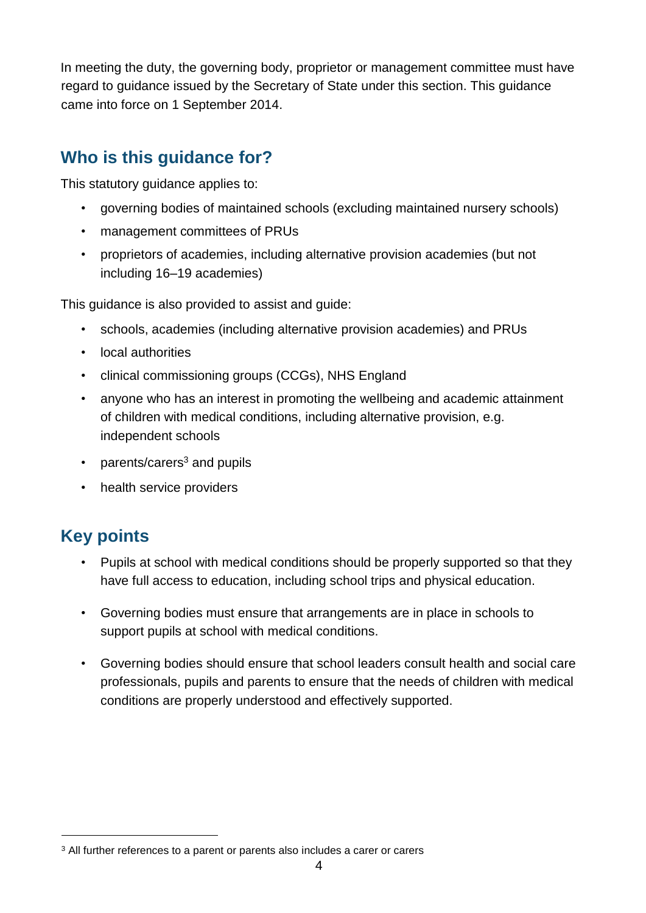In meeting the duty, the governing body, proprietor or management committee must have regard to guidance issued by the Secretary of State under this section. This guidance came into force on 1 September 2014.

## Who is this guidance for?

This statutory guidance applies to:

- governing bodies of maintained schools (excluding maintained nursery schools)
- management committees of PRUs
- proprietors of academies, including alternative provision academies (but not including 16–19 academies)

This guidance is also provided to assist and guide:

- schools, academies (including alternative provision academies) and PRUs
- local authorities
- clinical commissioning groups (CCGs), NHS England
- anyone who has an interest in promoting the wellbeing and academic attainment of children with medical conditions, including alternative provision, e.g. independent schools
- parents/carers[3] and pupils
- health service providers

## Key points

- Pupils at school with medical conditions should be properly supported so that they have full access to education, including school trips and physical education.
- Governing bodies must ensure that arrangements are in place in schools to support pupils at school with medical conditions.
- Governing bodies should ensure that school leaders consult health and social care professionals, pupils and parents to ensure that the needs of children with medical conditions are properly understood and effectively supported.

[3] All further references to a parent or parents also includes a carer or carers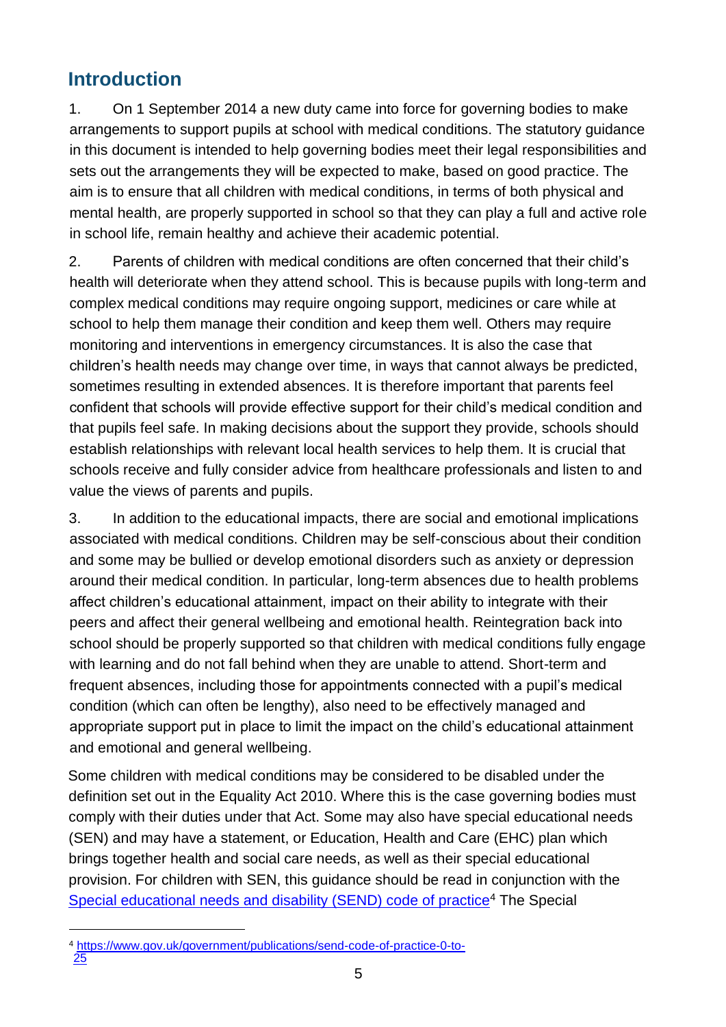## Introduction

1. On 1 September 2014 a new duty came into force for governing bodies to make arrangements to support pupils at school with medical conditions. The statutory guidance in this document is intended to help governing bodies meet their legal responsibilities and sets out the arrangements they will be expected to make, based on good practice. The aim is to ensure that all children with medical conditions, in terms of both physical and mental health, are properly supported in school so that they can play a full and active role in school life, remain healthy and achieve their academic potential.

2. Parents of children with medical conditions are often concerned that their child's health will deteriorate when they attend school. This is because pupils with long-term and complex medical conditions may require ongoing support, medicines or care while at school to help them manage their condition and keep them well. Others may require monitoring and interventions in emergency circumstances. It is also the case that children's health needs may change over time, in ways that cannot always be predicted, sometimes resulting in extended absences. It is therefore important that parents feel confident that schools will provide effective support for their child's medical condition and that pupils feel safe. In making decisions about the support they provide, schools should establish relationships with relevant local health services to help them. It is crucial that schools receive and fully consider advice from healthcare professionals and listen to and value the views of parents and pupils.

3. In addition to the educational impacts, there are social and emotional implications associated with medical conditions. Children may be self-conscious about their condition and some may be bullied or develop emotional disorders such as anxiety or depression around their medical condition. In particular, long-term absences due to health problems affect children's educational attainment, impact on their ability to integrate with their peers and affect their general wellbeing and emotional health. Reintegration back into school should be properly supported so that children with medical conditions fully engage with learning and do not fall behind when they are unable to attend. Short-term and frequent absences, including those for appointments connected with a pupil's medical condition (which can often be lengthy), also need to be effectively managed and appropriate support put in place to limit the impact on the child's educational attainment and emotional and general wellbeing.

Some children with medical conditions may be considered to be disabled under the definition set out in the Equality Act 2010. Where this is the case governing bodies must comply with their duties under that Act. Some may also have special educational needs (SEN) and may have a statement, or Education, Health and Care (EHC) plan which brings together health and social care needs, as well as their special educational provision. For children with SEN, this guidance should be read in conjunction with the [Special educational needs and disability (SEND) code of practice](https://www.gov.uk/government/publications/send-code-of-practice-0-to-25)[4] The Special

[4] https://www.gov.uk/government/publications/send-code-of-practice-0-to-25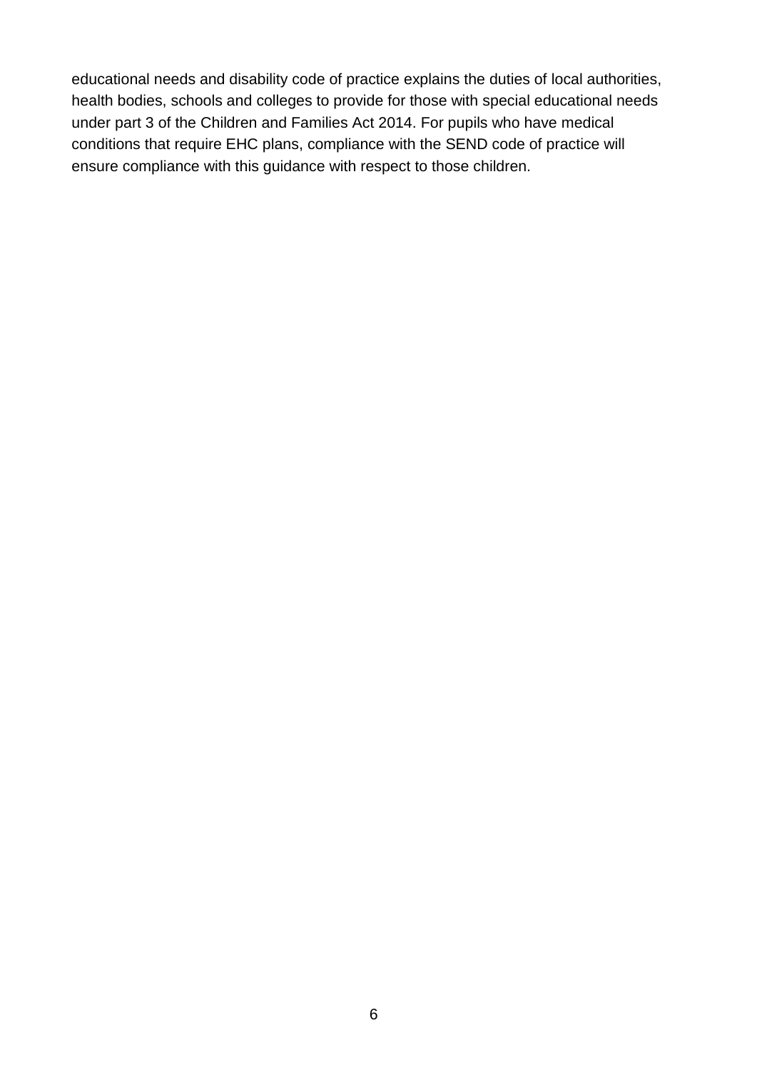educational needs and disability code of practice explains the duties of local authorities, health bodies, schools and colleges to provide for those with special educational needs under part 3 of the Children and Families Act 2014. For pupils who have medical conditions that require EHC plans, compliance with the SEND code of practice will ensure compliance with this guidance with respect to those children.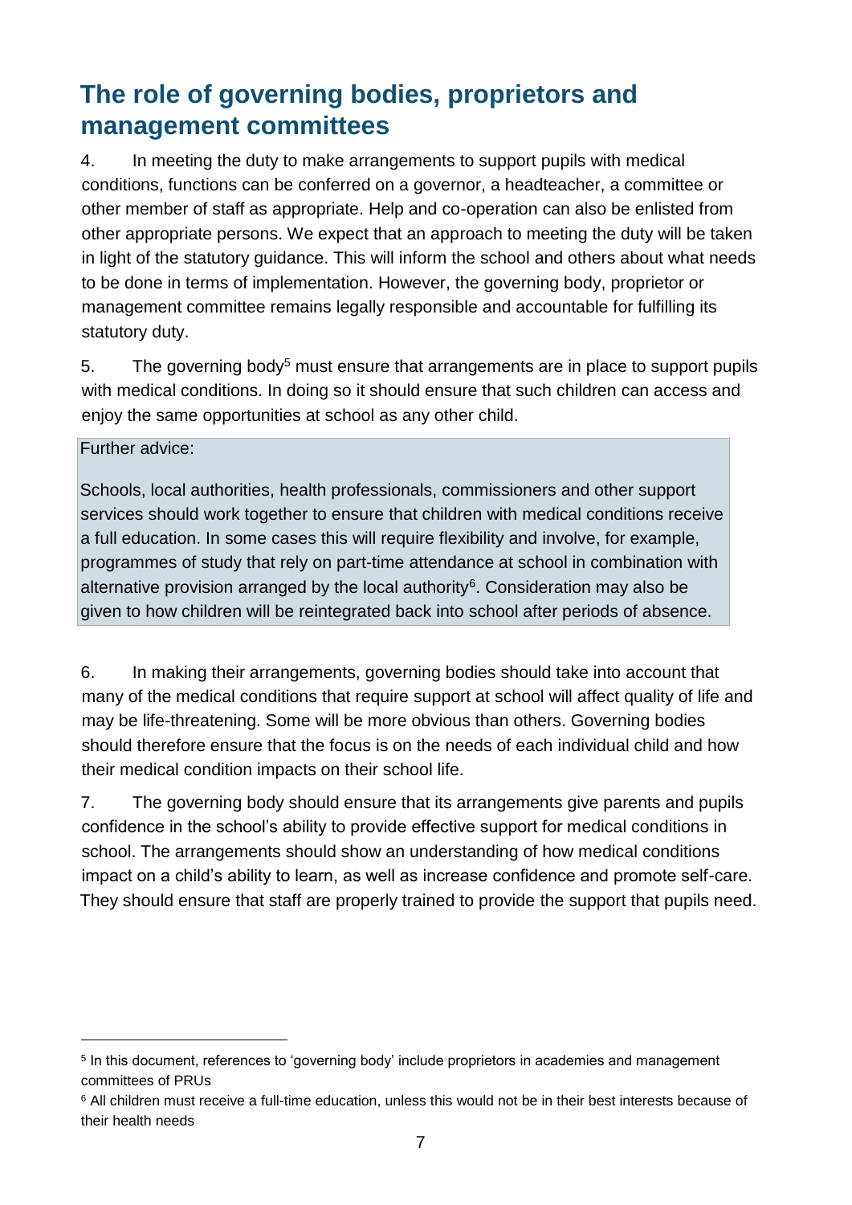## The role of governing bodies, proprietors and management committees

4. In meeting the duty to make arrangements to support pupils with medical conditions, functions can be conferred on a governor, a headteacher, a committee or other member of staff as appropriate. Help and co-operation can also be enlisted from other appropriate persons. We expect that an approach to meeting the duty will be taken in light of the statutory guidance. This will inform the school and others about what needs to be done in terms of implementation. However, the governing body, proprietor or management committee remains legally responsible and accountable for fulfilling its statutory duty.

5. The governing body[5] must ensure that arrangements are in place to support pupils with medical conditions. In doing so it should ensure that such children can access and enjoy the same opportunities at school as any other child.

> Further advice:
>
> Schools, local authorities, health professionals, commissioners and other support services should work together to ensure that children with medical conditions receive a full education. In some cases this will require flexibility and involve, for example, programmes of study that rely on part-time attendance at school in combination with alternative provision arranged by the local authority[6]. Consideration may also be given to how children will be reintegrated back into school after periods of absence.

6. In making their arrangements, governing bodies should take into account that many of the medical conditions that require support at school will affect quality of life and may be life-threatening. Some will be more obvious than others. Governing bodies should therefore ensure that the focus is on the needs of each individual child and how their medical condition impacts on their school life.

7. The governing body should ensure that its arrangements give parents and pupils confidence in the school's ability to provide effective support for medical conditions in school. The arrangements should show an understanding of how medical conditions impact on a child's ability to learn, as well as increase confidence and promote self-care. They should ensure that staff are properly trained to provide the support that pupils need.

---

[5] In this document, references to 'governing body' include proprietors in academies and management committees of PRUs

[6] All children must receive a full-time education, unless this would not be in their best interests because of their health needs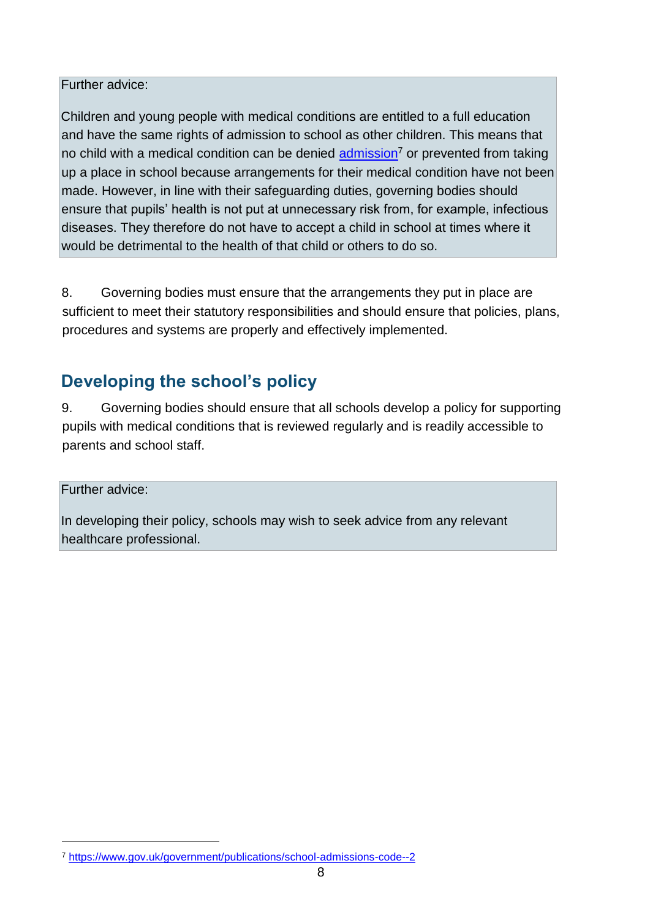Further advice:

Children and young people with medical conditions are entitled to a full education and have the same rights of admission to school as other children. This means that no child with a medical condition can be denied admission[7] or prevented from taking up a place in school because arrangements for their medical condition have not been made. However, in line with their safeguarding duties, governing bodies should ensure that pupils' health is not put at unnecessary risk from, for example, infectious diseases. They therefore do not have to accept a child in school at times where it would be detrimental to the health of that child or others to do so.

8. Governing bodies must ensure that the arrangements they put in place are sufficient to meet their statutory responsibilities and should ensure that policies, plans, procedures and systems are properly and effectively implemented.

## Developing the school's policy

9. Governing bodies should ensure that all schools develop a policy for supporting pupils with medical conditions that is reviewed regularly and is readily accessible to parents and school staff.

Further advice:

In developing their policy, schools may wish to seek advice from any relevant healthcare professional.

[7] https://www.gov.uk/government/publications/school-admissions-code--2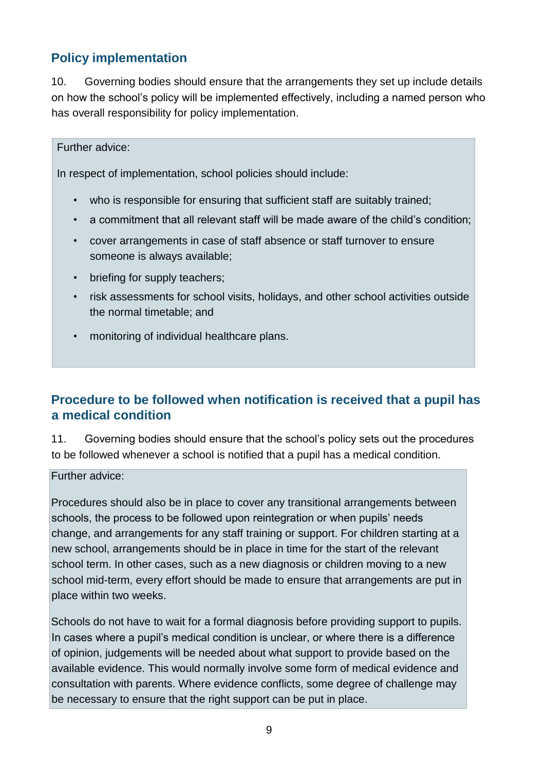## Policy implementation

10. Governing bodies should ensure that the arrangements they set up include details on how the school's policy will be implemented effectively, including a named person who has overall responsibility for policy implementation.

> Further advice:
>
> In respect of implementation, school policies should include:
>
> - who is responsible for ensuring that sufficient staff are suitably trained;
> - a commitment that all relevant staff will be made aware of the child's condition;
> - cover arrangements in case of staff absence or staff turnover to ensure someone is always available;
> - briefing for supply teachers;
> - risk assessments for school visits, holidays, and other school activities outside the normal timetable; and
> - monitoring of individual healthcare plans.

## Procedure to be followed when notification is received that a pupil has a medical condition

11. Governing bodies should ensure that the school's policy sets out the procedures to be followed whenever a school is notified that a pupil has a medical condition.

> Further advice:
>
> Procedures should also be in place to cover any transitional arrangements between schools, the process to be followed upon reintegration or when pupils' needs change, and arrangements for any staff training or support. For children starting at a new school, arrangements should be in place in time for the start of the relevant school term. In other cases, such as a new diagnosis or children moving to a new school mid-term, every effort should be made to ensure that arrangements are put in place within two weeks.
>
> Schools do not have to wait for a formal diagnosis before providing support to pupils. In cases where a pupil's medical condition is unclear, or where there is a difference of opinion, judgements will be needed about what support to provide based on the available evidence. This would normally involve some form of medical evidence and consultation with parents. Where evidence conflicts, some degree of challenge may be necessary to ensure that the right support can be put in place.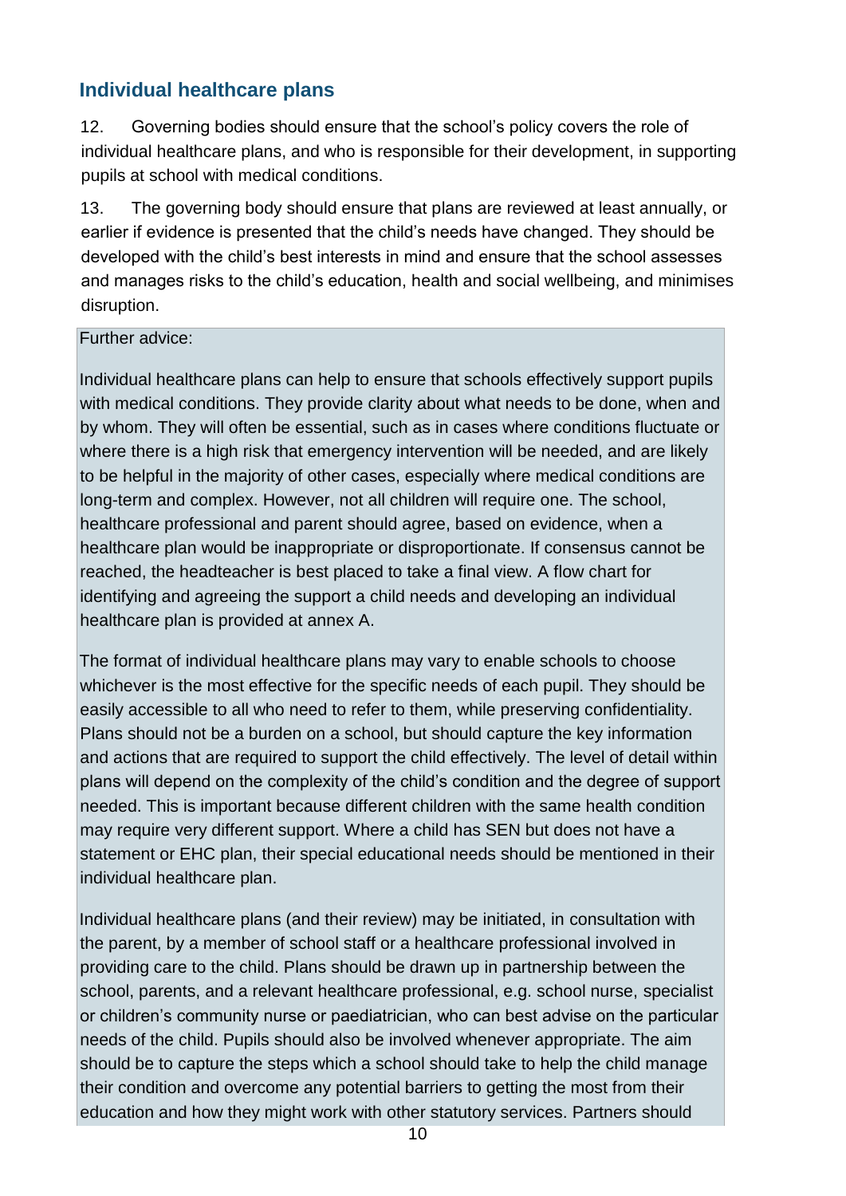## Individual healthcare plans

12. Governing bodies should ensure that the school's policy covers the role of individual healthcare plans, and who is responsible for their development, in supporting pupils at school with medical conditions.

13. The governing body should ensure that plans are reviewed at least annually, or earlier if evidence is presented that the child's needs have changed. They should be developed with the child's best interests in mind and ensure that the school assesses and manages risks to the child's education, health and social wellbeing, and minimises disruption.

Further advice:

Individual healthcare plans can help to ensure that schools effectively support pupils with medical conditions. They provide clarity about what needs to be done, when and by whom. They will often be essential, such as in cases where conditions fluctuate or where there is a high risk that emergency intervention will be needed, and are likely to be helpful in the majority of other cases, especially where medical conditions are long-term and complex. However, not all children will require one. The school, healthcare professional and parent should agree, based on evidence, when a healthcare plan would be inappropriate or disproportionate. If consensus cannot be reached, the headteacher is best placed to take a final view. A flow chart for identifying and agreeing the support a child needs and developing an individual healthcare plan is provided at annex A.

The format of individual healthcare plans may vary to enable schools to choose whichever is the most effective for the specific needs of each pupil. They should be easily accessible to all who need to refer to them, while preserving confidentiality. Plans should not be a burden on a school, but should capture the key information and actions that are required to support the child effectively. The level of detail within plans will depend on the complexity of the child's condition and the degree of support needed. This is important because different children with the same health condition may require very different support. Where a child has SEN but does not have a statement or EHC plan, their special educational needs should be mentioned in their individual healthcare plan.

Individual healthcare plans (and their review) may be initiated, in consultation with the parent, by a member of school staff or a healthcare professional involved in providing care to the child. Plans should be drawn up in partnership between the school, parents, and a relevant healthcare professional, e.g. school nurse, specialist or children's community nurse or paediatrician, who can best advise on the particular needs of the child. Pupils should also be involved whenever appropriate. The aim should be to capture the steps which a school should take to help the child manage their condition and overcome any potential barriers to getting the most from their education and how they might work with other statutory services. Partners should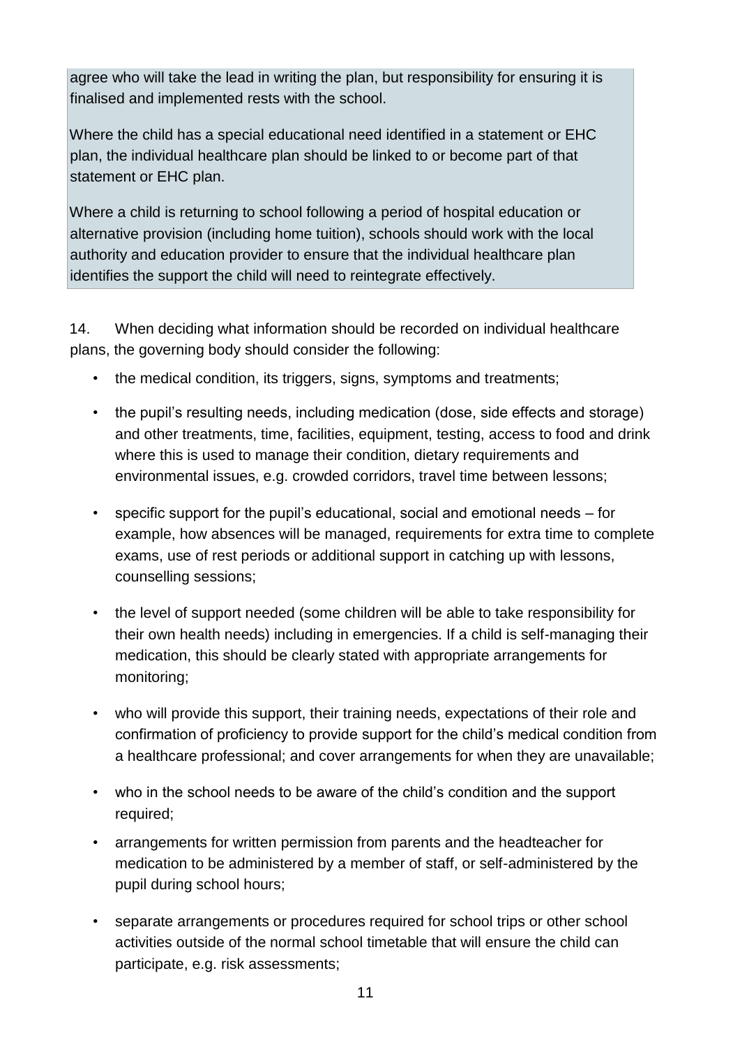agree who will take the lead in writing the plan, but responsibility for ensuring it is finalised and implemented rests with the school.

Where the child has a special educational need identified in a statement or EHC plan, the individual healthcare plan should be linked to or become part of that statement or EHC plan.

Where a child is returning to school following a period of hospital education or alternative provision (including home tuition), schools should work with the local authority and education provider to ensure that the individual healthcare plan identifies the support the child will need to reintegrate effectively.

14. When deciding what information should be recorded on individual healthcare plans, the governing body should consider the following:

- the medical condition, its triggers, signs, symptoms and treatments;
- the pupil's resulting needs, including medication (dose, side effects and storage) and other treatments, time, facilities, equipment, testing, access to food and drink where this is used to manage their condition, dietary requirements and environmental issues, e.g. crowded corridors, travel time between lessons;
- specific support for the pupil's educational, social and emotional needs – for example, how absences will be managed, requirements for extra time to complete exams, use of rest periods or additional support in catching up with lessons, counselling sessions;
- the level of support needed (some children will be able to take responsibility for their own health needs) including in emergencies. If a child is self-managing their medication, this should be clearly stated with appropriate arrangements for monitoring;
- who will provide this support, their training needs, expectations of their role and confirmation of proficiency to provide support for the child's medical condition from a healthcare professional; and cover arrangements for when they are unavailable;
- who in the school needs to be aware of the child's condition and the support required;
- arrangements for written permission from parents and the headteacher for medication to be administered by a member of staff, or self-administered by the pupil during school hours;
- separate arrangements or procedures required for school trips or other school activities outside of the normal school timetable that will ensure the child can participate, e.g. risk assessments;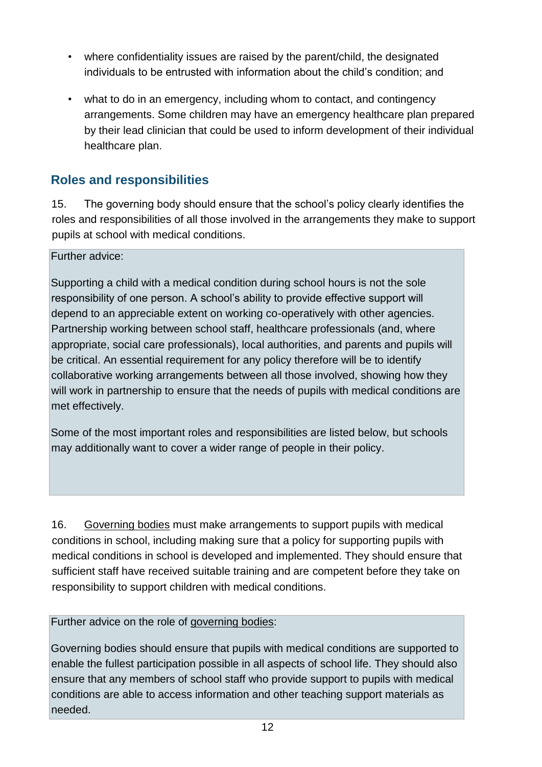- where confidentiality issues are raised by the parent/child, the designated individuals to be entrusted with information about the child's condition; and
- what to do in an emergency, including whom to contact, and contingency arrangements. Some children may have an emergency healthcare plan prepared by their lead clinician that could be used to inform development of their individual healthcare plan.

## Roles and responsibilities

15. The governing body should ensure that the school's policy clearly identifies the roles and responsibilities of all those involved in the arrangements they make to support pupils at school with medical conditions.

> Further advice:
>
> Supporting a child with a medical condition during school hours is not the sole responsibility of one person. A school's ability to provide effective support will depend to an appreciable extent on working co-operatively with other agencies. Partnership working between school staff, healthcare professionals (and, where appropriate, social care professionals), local authorities, and parents and pupils will be critical. An essential requirement for any policy therefore will be to identify collaborative working arrangements between all those involved, showing how they will work in partnership to ensure that the needs of pupils with medical conditions are met effectively.
>
> Some of the most important roles and responsibilities are listed below, but schools may additionally want to cover a wider range of people in their policy.

16. Governing bodies must make arrangements to support pupils with medical conditions in school, including making sure that a policy for supporting pupils with medical conditions in school is developed and implemented. They should ensure that sufficient staff have received suitable training and are competent before they take on responsibility to support children with medical conditions.

> Further advice on the role of governing bodies:
>
> Governing bodies should ensure that pupils with medical conditions are supported to enable the fullest participation possible in all aspects of school life. They should also ensure that any members of school staff who provide support to pupils with medical conditions are able to access information and other teaching support materials as needed.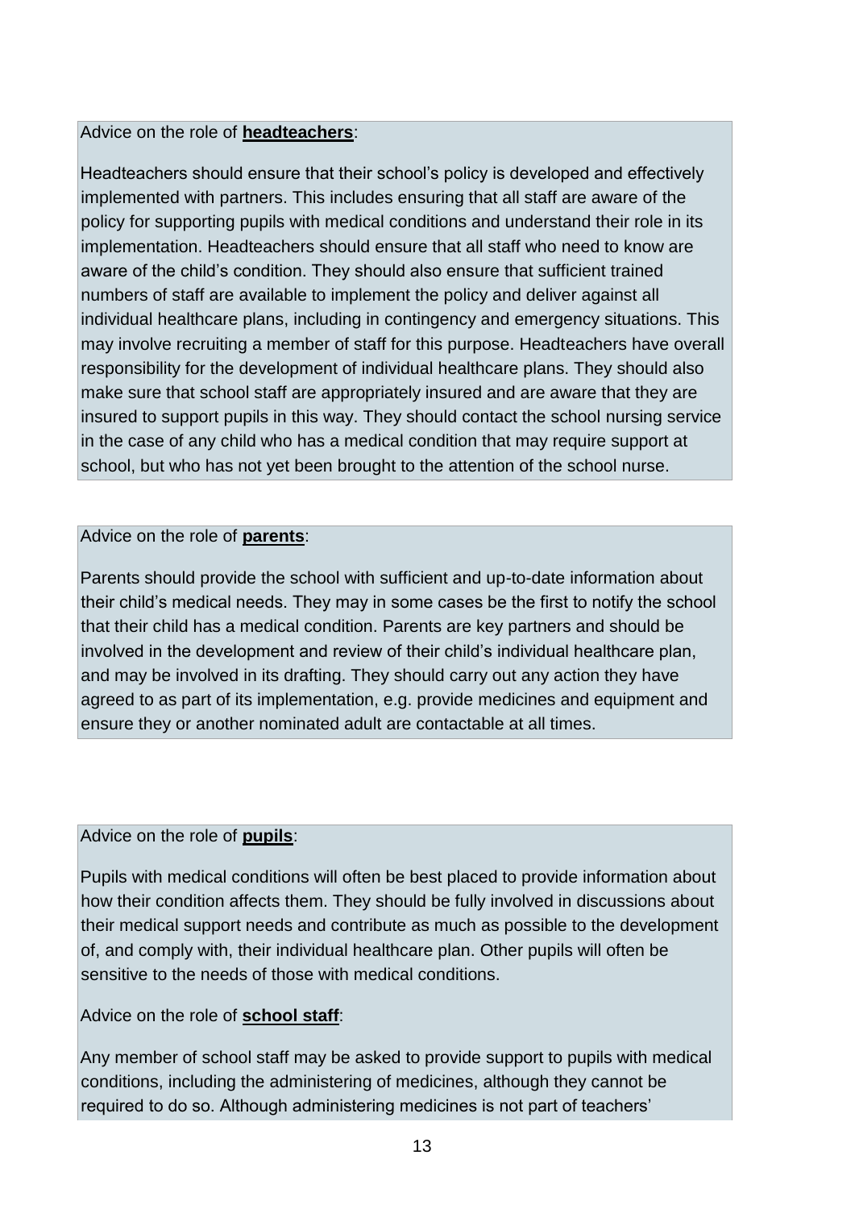Advice on the role of **headteachers**:

Headteachers should ensure that their school's policy is developed and effectively implemented with partners. This includes ensuring that all staff are aware of the policy for supporting pupils with medical conditions and understand their role in its implementation. Headteachers should ensure that all staff who need to know are aware of the child's condition. They should also ensure that sufficient trained numbers of staff are available to implement the policy and deliver against all individual healthcare plans, including in contingency and emergency situations. This may involve recruiting a member of staff for this purpose. Headteachers have overall responsibility for the development of individual healthcare plans. They should also make sure that school staff are appropriately insured and are aware that they are insured to support pupils in this way. They should contact the school nursing service in the case of any child who has a medical condition that may require support at school, but who has not yet been brought to the attention of the school nurse.

Advice on the role of **parents**:

Parents should provide the school with sufficient and up-to-date information about their child's medical needs. They may in some cases be the first to notify the school that their child has a medical condition. Parents are key partners and should be involved in the development and review of their child's individual healthcare plan, and may be involved in its drafting. They should carry out any action they have agreed to as part of its implementation, e.g. provide medicines and equipment and ensure they or another nominated adult are contactable at all times.

Advice on the role of **pupils**:

Pupils with medical conditions will often be best placed to provide information about how their condition affects them. They should be fully involved in discussions about their medical support needs and contribute as much as possible to the development of, and comply with, their individual healthcare plan. Other pupils will often be sensitive to the needs of those with medical conditions.

Advice on the role of **school staff**:

Any member of school staff may be asked to provide support to pupils with medical conditions, including the administering of medicines, although they cannot be required to do so. Although administering medicines is not part of teachers'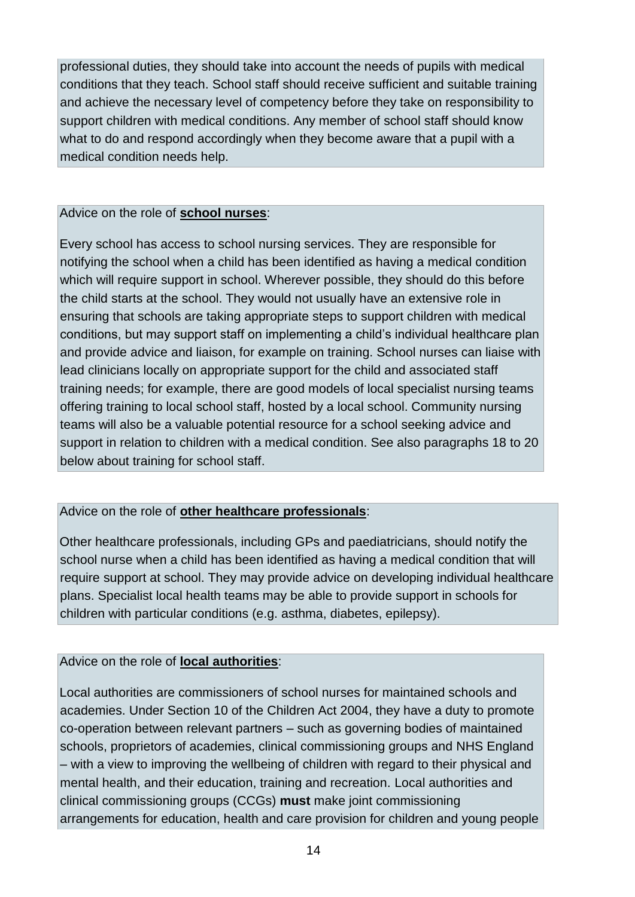professional duties, they should take into account the needs of pupils with medical conditions that they teach. School staff should receive sufficient and suitable training and achieve the necessary level of competency before they take on responsibility to support children with medical conditions. Any member of school staff should know what to do and respond accordingly when they become aware that a pupil with a medical condition needs help.

Advice on the role of **school nurses**:

Every school has access to school nursing services. They are responsible for notifying the school when a child has been identified as having a medical condition which will require support in school. Wherever possible, they should do this before the child starts at the school. They would not usually have an extensive role in ensuring that schools are taking appropriate steps to support children with medical conditions, but may support staff on implementing a child's individual healthcare plan and provide advice and liaison, for example on training. School nurses can liaise with lead clinicians locally on appropriate support for the child and associated staff training needs; for example, there are good models of local specialist nursing teams offering training to local school staff, hosted by a local school. Community nursing teams will also be a valuable potential resource for a school seeking advice and support in relation to children with a medical condition. See also paragraphs 18 to 20 below about training for school staff.

Advice on the role of **other healthcare professionals**:

Other healthcare professionals, including GPs and paediatricians, should notify the school nurse when a child has been identified as having a medical condition that will require support at school. They may provide advice on developing individual healthcare plans. Specialist local health teams may be able to provide support in schools for children with particular conditions (e.g. asthma, diabetes, epilepsy).

Advice on the role of **local authorities**:

Local authorities are commissioners of school nurses for maintained schools and academies. Under Section 10 of the Children Act 2004, they have a duty to promote co-operation between relevant partners – such as governing bodies of maintained schools, proprietors of academies, clinical commissioning groups and NHS England – with a view to improving the wellbeing of children with regard to their physical and mental health, and their education, training and recreation. Local authorities and clinical commissioning groups (CCGs) **must** make joint commissioning arrangements for education, health and care provision for children and young people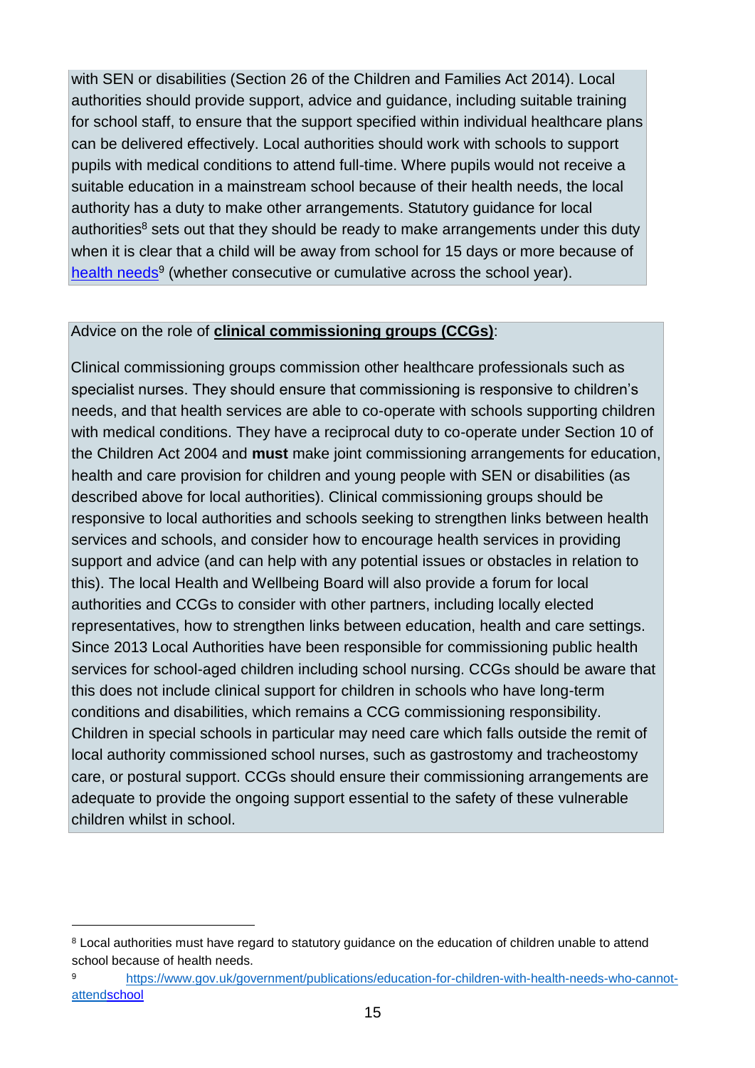with SEN or disabilities (Section 26 of the Children and Families Act 2014). Local authorities should provide support, advice and guidance, including suitable training for school staff, to ensure that the support specified within individual healthcare plans can be delivered effectively. Local authorities should work with schools to support pupils with medical conditions to attend full-time. Where pupils would not receive a suitable education in a mainstream school because of their health needs, the local authority has a duty to make other arrangements. Statutory guidance for local authorities[8] sets out that they should be ready to make arrangements under this duty when it is clear that a child will be away from school for 15 days or more because of [health needs](https://www.gov.uk/government/publications/education-for-children-with-health-needs-who-cannot-attendschool)[9] (whether consecutive or cumulative across the school year).

Advice on the role of **clinical commissioning groups (CCGs)**:

Clinical commissioning groups commission other healthcare professionals such as specialist nurses. They should ensure that commissioning is responsive to children's needs, and that health services are able to co-operate with schools supporting children with medical conditions. They have a reciprocal duty to co-operate under Section 10 of the Children Act 2004 and **must** make joint commissioning arrangements for education, health and care provision for children and young people with SEN or disabilities (as described above for local authorities). Clinical commissioning groups should be responsive to local authorities and schools seeking to strengthen links between health services and schools, and consider how to encourage health services in providing support and advice (and can help with any potential issues or obstacles in relation to this). The local Health and Wellbeing Board will also provide a forum for local authorities and CCGs to consider with other partners, including locally elected representatives, how to strengthen links between education, health and care settings. Since 2013 Local Authorities have been responsible for commissioning public health services for school-aged children including school nursing. CCGs should be aware that this does not include clinical support for children in schools who have long-term conditions and disabilities, which remains a CCG commissioning responsibility. Children in special schools in particular may need care which falls outside the remit of local authority commissioned school nurses, such as gastrostomy and tracheostomy care, or postural support. CCGs should ensure their commissioning arrangements are adequate to provide the ongoing support essential to the safety of these vulnerable children whilst in school.

---

[8] Local authorities must have regard to statutory guidance on the education of children unable to attend school because of health needs.

[9] [https://www.gov.uk/government/publications/education-for-children-with-health-needs-who-cannot-attendschool](https://www.gov.uk/government/publications/education-for-children-with-health-needs-who-cannot-attendschool)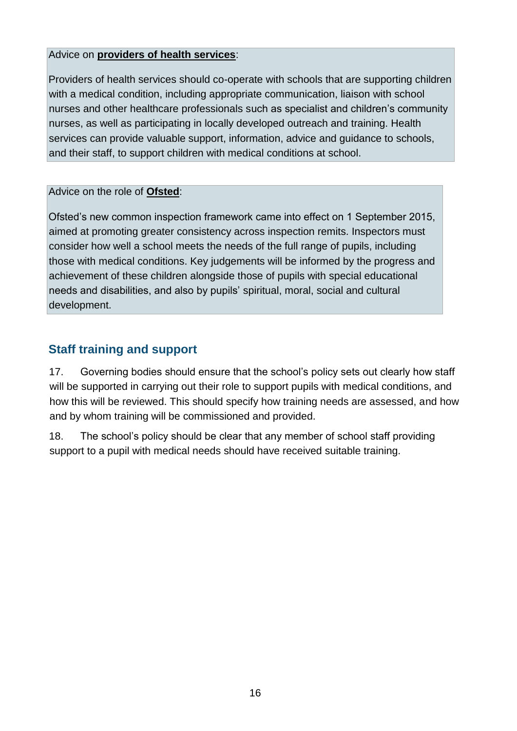Advice on **providers of health services**:

Providers of health services should co-operate with schools that are supporting children with a medical condition, including appropriate communication, liaison with school nurses and other healthcare professionals such as specialist and children's community nurses, as well as participating in locally developed outreach and training. Health services can provide valuable support, information, advice and guidance to schools, and their staff, to support children with medical conditions at school.

Advice on the role of **Ofsted**:

Ofsted's new common inspection framework came into effect on 1 September 2015, aimed at promoting greater consistency across inspection remits. Inspectors must consider how well a school meets the needs of the full range of pupils, including those with medical conditions. Key judgements will be informed by the progress and achievement of these children alongside those of pupils with special educational needs and disabilities, and also by pupils' spiritual, moral, social and cultural development.

## Staff training and support

17. Governing bodies should ensure that the school's policy sets out clearly how staff will be supported in carrying out their role to support pupils with medical conditions, and how this will be reviewed. This should specify how training needs are assessed, and how and by whom training will be commissioned and provided.

18. The school's policy should be clear that any member of school staff providing support to a pupil with medical needs should have received suitable training.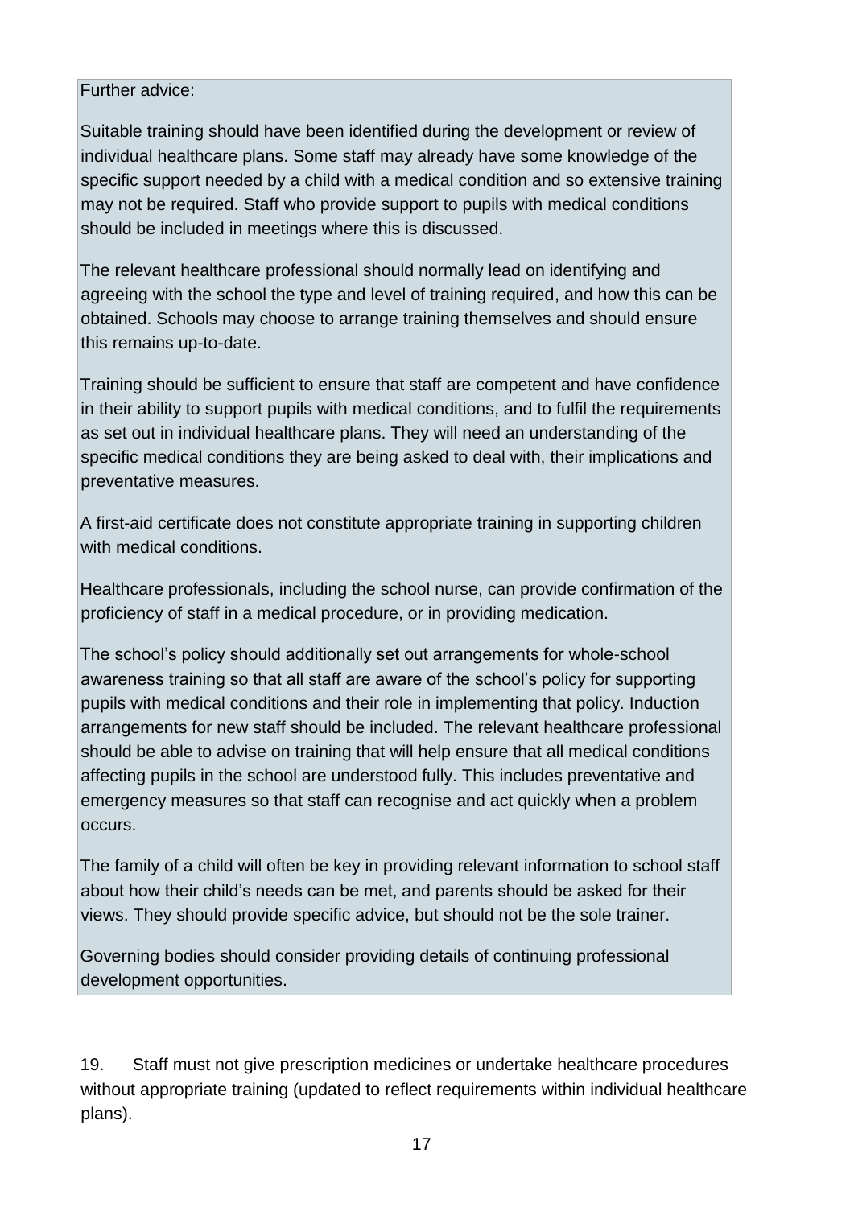Further advice:

Suitable training should have been identified during the development or review of individual healthcare plans. Some staff may already have some knowledge of the specific support needed by a child with a medical condition and so extensive training may not be required. Staff who provide support to pupils with medical conditions should be included in meetings where this is discussed.

The relevant healthcare professional should normally lead on identifying and agreeing with the school the type and level of training required, and how this can be obtained. Schools may choose to arrange training themselves and should ensure this remains up-to-date.

Training should be sufficient to ensure that staff are competent and have confidence in their ability to support pupils with medical conditions, and to fulfil the requirements as set out in individual healthcare plans. They will need an understanding of the specific medical conditions they are being asked to deal with, their implications and preventative measures.

A first-aid certificate does not constitute appropriate training in supporting children with medical conditions.

Healthcare professionals, including the school nurse, can provide confirmation of the proficiency of staff in a medical procedure, or in providing medication.

The school's policy should additionally set out arrangements for whole-school awareness training so that all staff are aware of the school's policy for supporting pupils with medical conditions and their role in implementing that policy. Induction arrangements for new staff should be included. The relevant healthcare professional should be able to advise on training that will help ensure that all medical conditions affecting pupils in the school are understood fully. This includes preventative and emergency measures so that staff can recognise and act quickly when a problem occurs.

The family of a child will often be key in providing relevant information to school staff about how their child's needs can be met, and parents should be asked for their views. They should provide specific advice, but should not be the sole trainer.

Governing bodies should consider providing details of continuing professional development opportunities.

19. Staff must not give prescription medicines or undertake healthcare procedures without appropriate training (updated to reflect requirements within individual healthcare plans).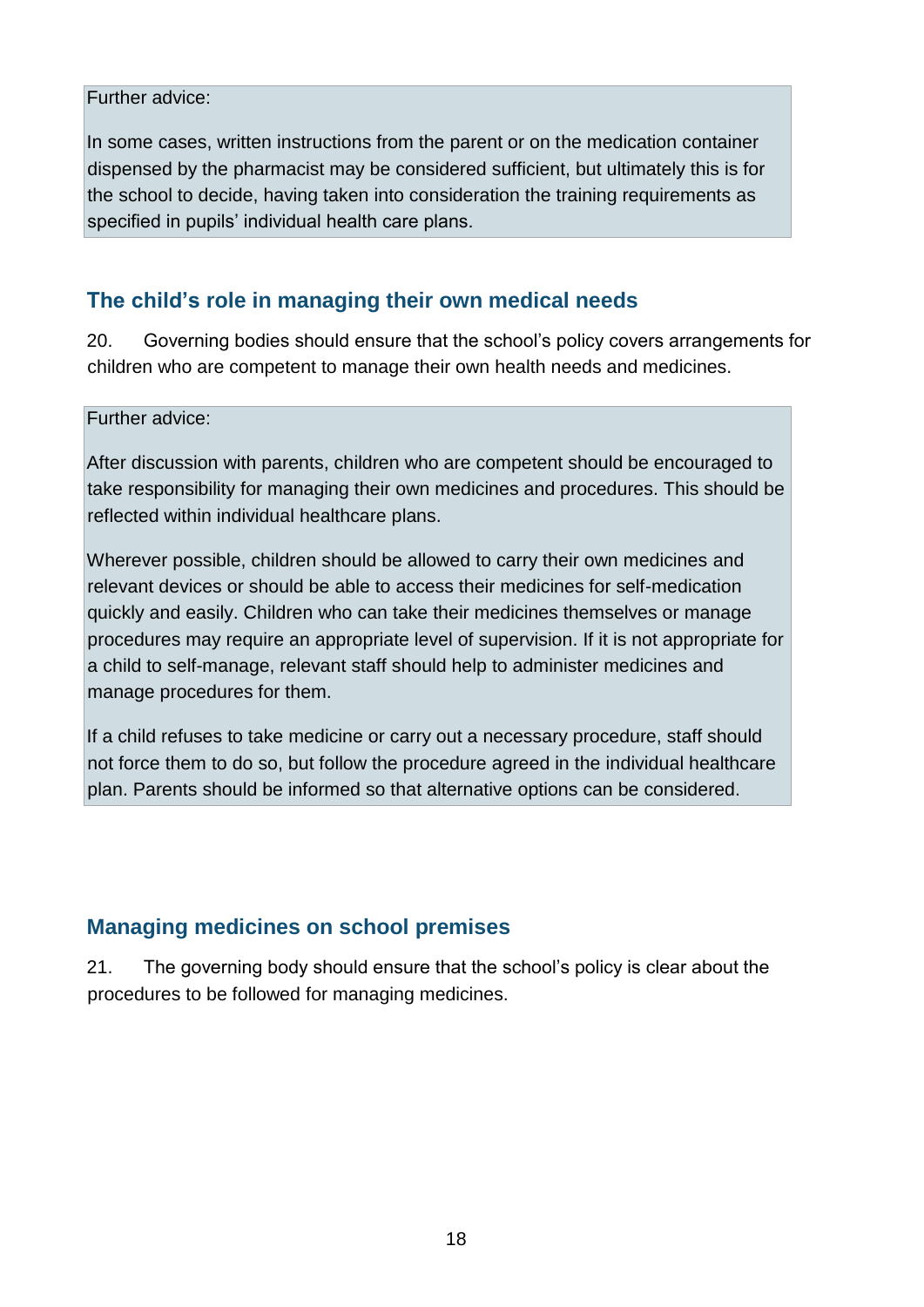Further advice:

In some cases, written instructions from the parent or on the medication container dispensed by the pharmacist may be considered sufficient, but ultimately this is for the school to decide, having taken into consideration the training requirements as specified in pupils' individual health care plans.

## The child's role in managing their own medical needs

20. Governing bodies should ensure that the school's policy covers arrangements for children who are competent to manage their own health needs and medicines.

Further advice:

After discussion with parents, children who are competent should be encouraged to take responsibility for managing their own medicines and procedures. This should be reflected within individual healthcare plans.

Wherever possible, children should be allowed to carry their own medicines and relevant devices or should be able to access their medicines for self-medication quickly and easily. Children who can take their medicines themselves or manage procedures may require an appropriate level of supervision. If it is not appropriate for a child to self-manage, relevant staff should help to administer medicines and manage procedures for them.

If a child refuses to take medicine or carry out a necessary procedure, staff should not force them to do so, but follow the procedure agreed in the individual healthcare plan. Parents should be informed so that alternative options can be considered.

## Managing medicines on school premises

21. The governing body should ensure that the school's policy is clear about the procedures to be followed for managing medicines.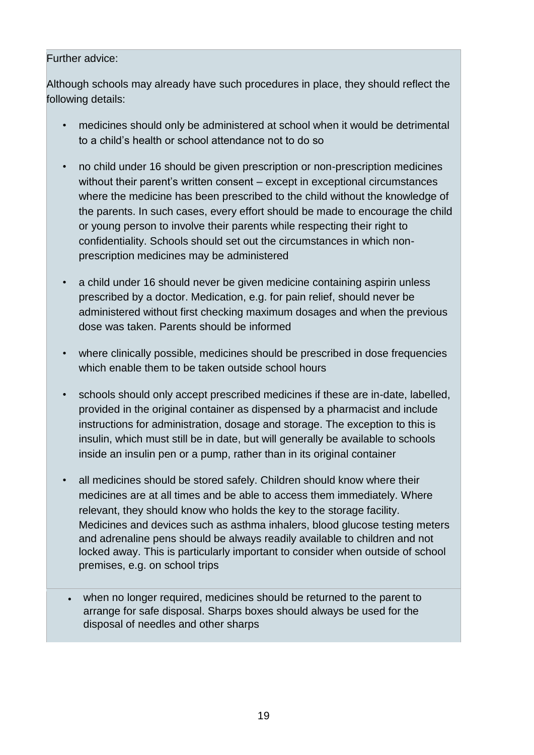Further advice:

Although schools may already have such procedures in place, they should reflect the following details:

- medicines should only be administered at school when it would be detrimental to a child's health or school attendance not to do so
- no child under 16 should be given prescription or non-prescription medicines without their parent's written consent – except in exceptional circumstances where the medicine has been prescribed to the child without the knowledge of the parents. In such cases, every effort should be made to encourage the child or young person to involve their parents while respecting their right to confidentiality. Schools should set out the circumstances in which non-prescription medicines may be administered
- a child under 16 should never be given medicine containing aspirin unless prescribed by a doctor. Medication, e.g. for pain relief, should never be administered without first checking maximum dosages and when the previous dose was taken. Parents should be informed
- where clinically possible, medicines should be prescribed in dose frequencies which enable them to be taken outside school hours
- schools should only accept prescribed medicines if these are in-date, labelled, provided in the original container as dispensed by a pharmacist and include instructions for administration, dosage and storage. The exception to this is insulin, which must still be in date, but will generally be available to schools inside an insulin pen or a pump, rather than in its original container
- all medicines should be stored safely. Children should know where their medicines are at all times and be able to access them immediately. Where relevant, they should know who holds the key to the storage facility. Medicines and devices such as asthma inhalers, blood glucose testing meters and adrenaline pens should be always readily available to children and not locked away. This is particularly important to consider when outside of school premises, e.g. on school trips
- when no longer required, medicines should be returned to the parent to arrange for safe disposal. Sharps boxes should always be used for the disposal of needles and other sharps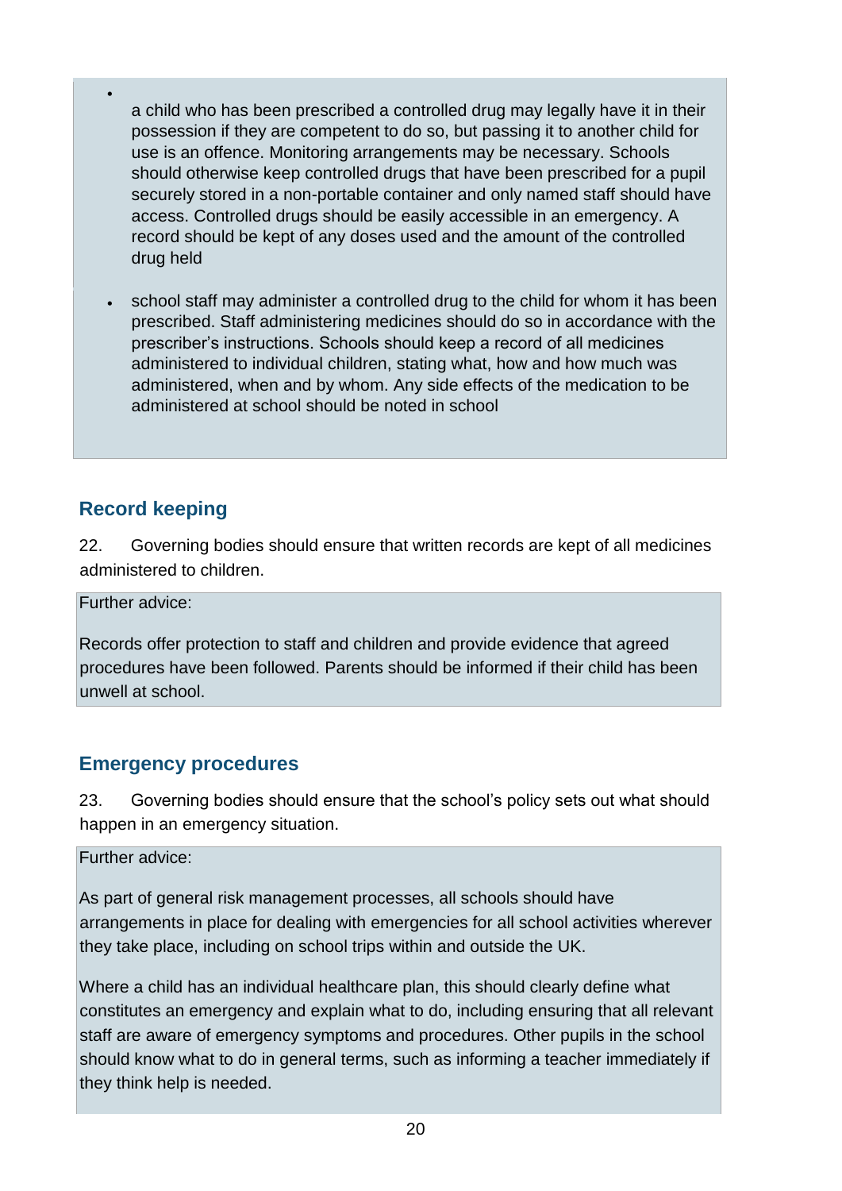- a child who has been prescribed a controlled drug may legally have it in their possession if they are competent to do so, but passing it to another child for use is an offence. Monitoring arrangements may be necessary. Schools should otherwise keep controlled drugs that have been prescribed for a pupil securely stored in a non-portable container and only named staff should have access. Controlled drugs should be easily accessible in an emergency. A record should be kept of any doses used and the amount of the controlled drug held

- school staff may administer a controlled drug to the child for whom it has been prescribed. Staff administering medicines should do so in accordance with the prescriber's instructions. Schools should keep a record of all medicines administered to individual children, stating what, how and how much was administered, when and by whom. Any side effects of the medication to be administered at school should be noted in school

## Record keeping

22. Governing bodies should ensure that written records are kept of all medicines administered to children.

Further advice:

Records offer protection to staff and children and provide evidence that agreed procedures have been followed. Parents should be informed if their child has been unwell at school.

## Emergency procedures

23. Governing bodies should ensure that the school's policy sets out what should happen in an emergency situation.

Further advice:

As part of general risk management processes, all schools should have arrangements in place for dealing with emergencies for all school activities wherever they take place, including on school trips within and outside the UK.

Where a child has an individual healthcare plan, this should clearly define what constitutes an emergency and explain what to do, including ensuring that all relevant staff are aware of emergency symptoms and procedures. Other pupils in the school should know what to do in general terms, such as informing a teacher immediately if they think help is needed.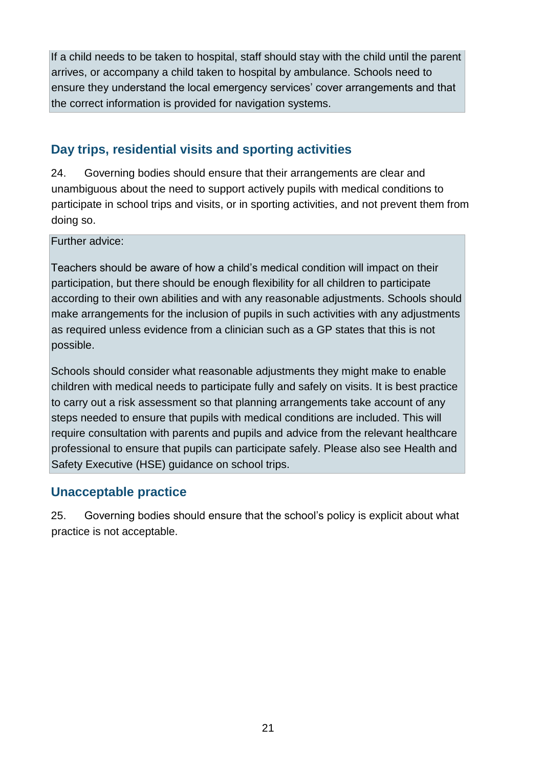If a child needs to be taken to hospital, staff should stay with the child until the parent arrives, or accompany a child taken to hospital by ambulance. Schools need to ensure they understand the local emergency services' cover arrangements and that the correct information is provided for navigation systems.

## Day trips, residential visits and sporting activities

24. Governing bodies should ensure that their arrangements are clear and unambiguous about the need to support actively pupils with medical conditions to participate in school trips and visits, or in sporting activities, and not prevent them from doing so.

Further advice:

Teachers should be aware of how a child's medical condition will impact on their participation, but there should be enough flexibility for all children to participate according to their own abilities and with any reasonable adjustments. Schools should make arrangements for the inclusion of pupils in such activities with any adjustments as required unless evidence from a clinician such as a GP states that this is not possible.

Schools should consider what reasonable adjustments they might make to enable children with medical needs to participate fully and safely on visits. It is best practice to carry out a risk assessment so that planning arrangements take account of any steps needed to ensure that pupils with medical conditions are included. This will require consultation with parents and pupils and advice from the relevant healthcare professional to ensure that pupils can participate safely. Please also see Health and Safety Executive (HSE) guidance on school trips.

## Unacceptable practice

25. Governing bodies should ensure that the school's policy is explicit about what practice is not acceptable.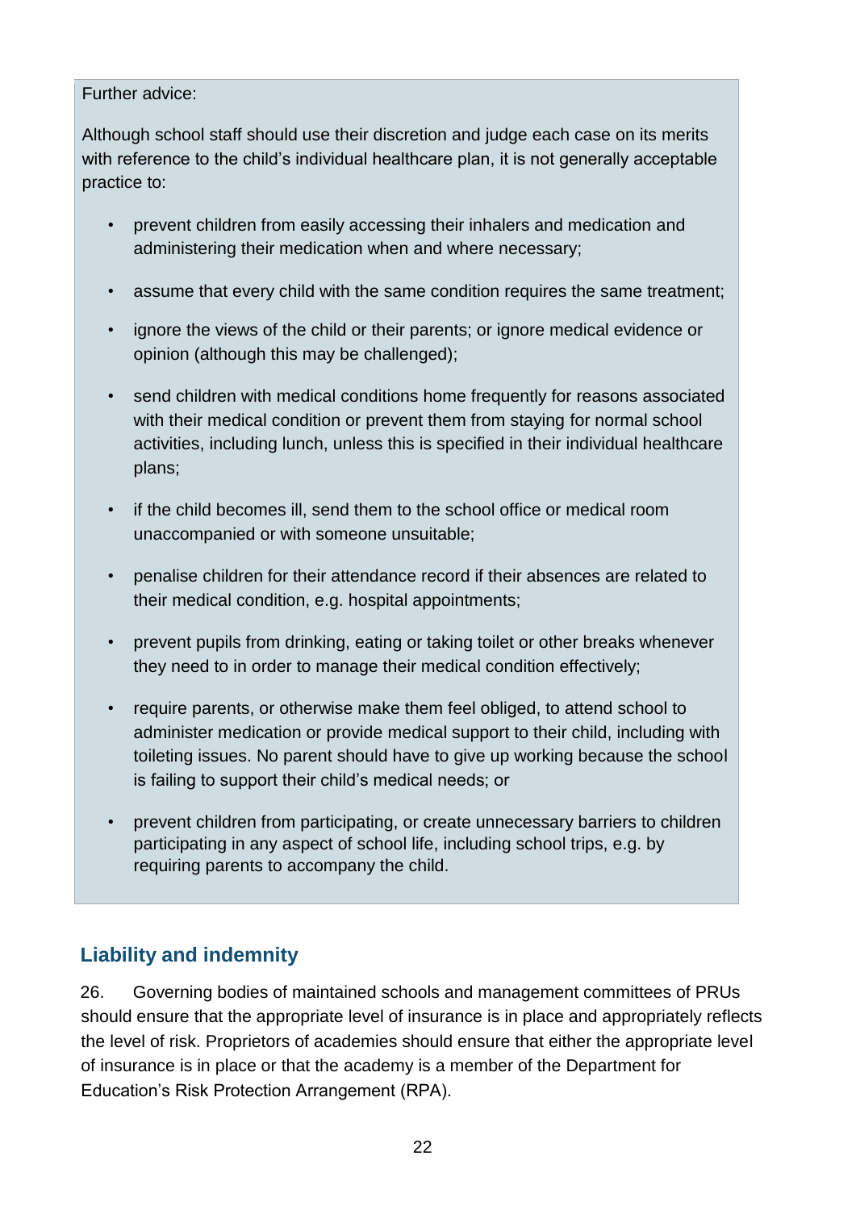Further advice:

Although school staff should use their discretion and judge each case on its merits with reference to the child's individual healthcare plan, it is not generally acceptable practice to:

- prevent children from easily accessing their inhalers and medication and administering their medication when and where necessary;
- assume that every child with the same condition requires the same treatment;
- ignore the views of the child or their parents; or ignore medical evidence or opinion (although this may be challenged);
- send children with medical conditions home frequently for reasons associated with their medical condition or prevent them from staying for normal school activities, including lunch, unless this is specified in their individual healthcare plans;
- if the child becomes ill, send them to the school office or medical room unaccompanied or with someone unsuitable;
- penalise children for their attendance record if their absences are related to their medical condition, e.g. hospital appointments;
- prevent pupils from drinking, eating or taking toilet or other breaks whenever they need to in order to manage their medical condition effectively;
- require parents, or otherwise make them feel obliged, to attend school to administer medication or provide medical support to their child, including with toileting issues. No parent should have to give up working because the school is failing to support their child's medical needs; or
- prevent children from participating, or create unnecessary barriers to children participating in any aspect of school life, including school trips, e.g. by requiring parents to accompany the child.

## Liability and indemnity

26. Governing bodies of maintained schools and management committees of PRUs should ensure that the appropriate level of insurance is in place and appropriately reflects the level of risk. Proprietors of academies should ensure that either the appropriate level of insurance is in place or that the academy is a member of the Department for Education's Risk Protection Arrangement (RPA).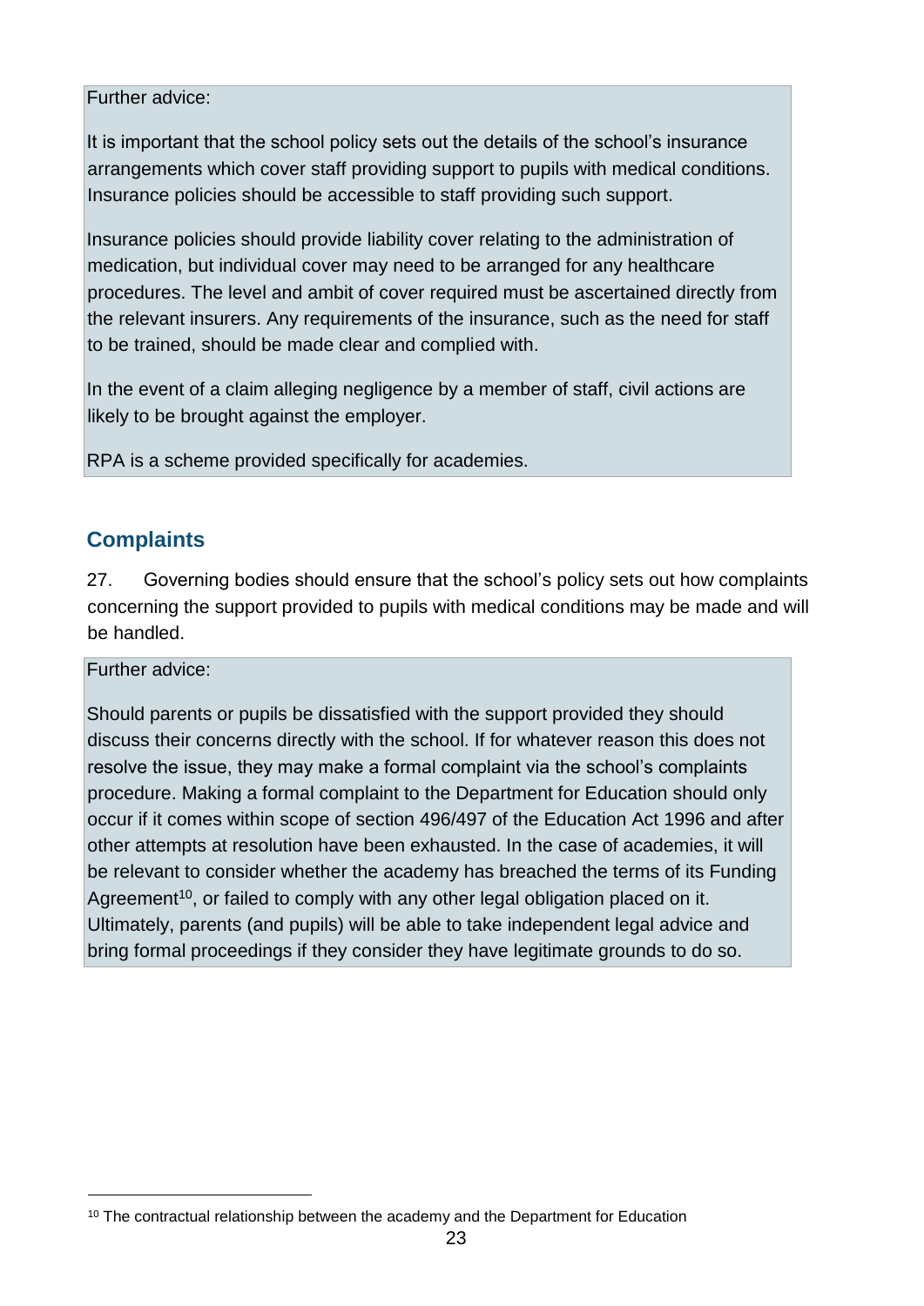Further advice:

It is important that the school policy sets out the details of the school's insurance arrangements which cover staff providing support to pupils with medical conditions. Insurance policies should be accessible to staff providing such support.

Insurance policies should provide liability cover relating to the administration of medication, but individual cover may need to be arranged for any healthcare procedures. The level and ambit of cover required must be ascertained directly from the relevant insurers. Any requirements of the insurance, such as the need for staff to be trained, should be made clear and complied with.

In the event of a claim alleging negligence by a member of staff, civil actions are likely to be brought against the employer.

RPA is a scheme provided specifically for academies.

## Complaints

27. Governing bodies should ensure that the school's policy sets out how complaints concerning the support provided to pupils with medical conditions may be made and will be handled.

Further advice:

Should parents or pupils be dissatisfied with the support provided they should discuss their concerns directly with the school. If for whatever reason this does not resolve the issue, they may make a formal complaint via the school's complaints procedure. Making a formal complaint to the Department for Education should only occur if it comes within scope of section 496/497 of the Education Act 1996 and after other attempts at resolution have been exhausted. In the case of academies, it will be relevant to consider whether the academy has breached the terms of its Funding Agreement[10], or failed to comply with any other legal obligation placed on it. Ultimately, parents (and pupils) will be able to take independent legal advice and bring formal proceedings if they consider they have legitimate grounds to do so.

[10] The contractual relationship between the academy and the Department for Education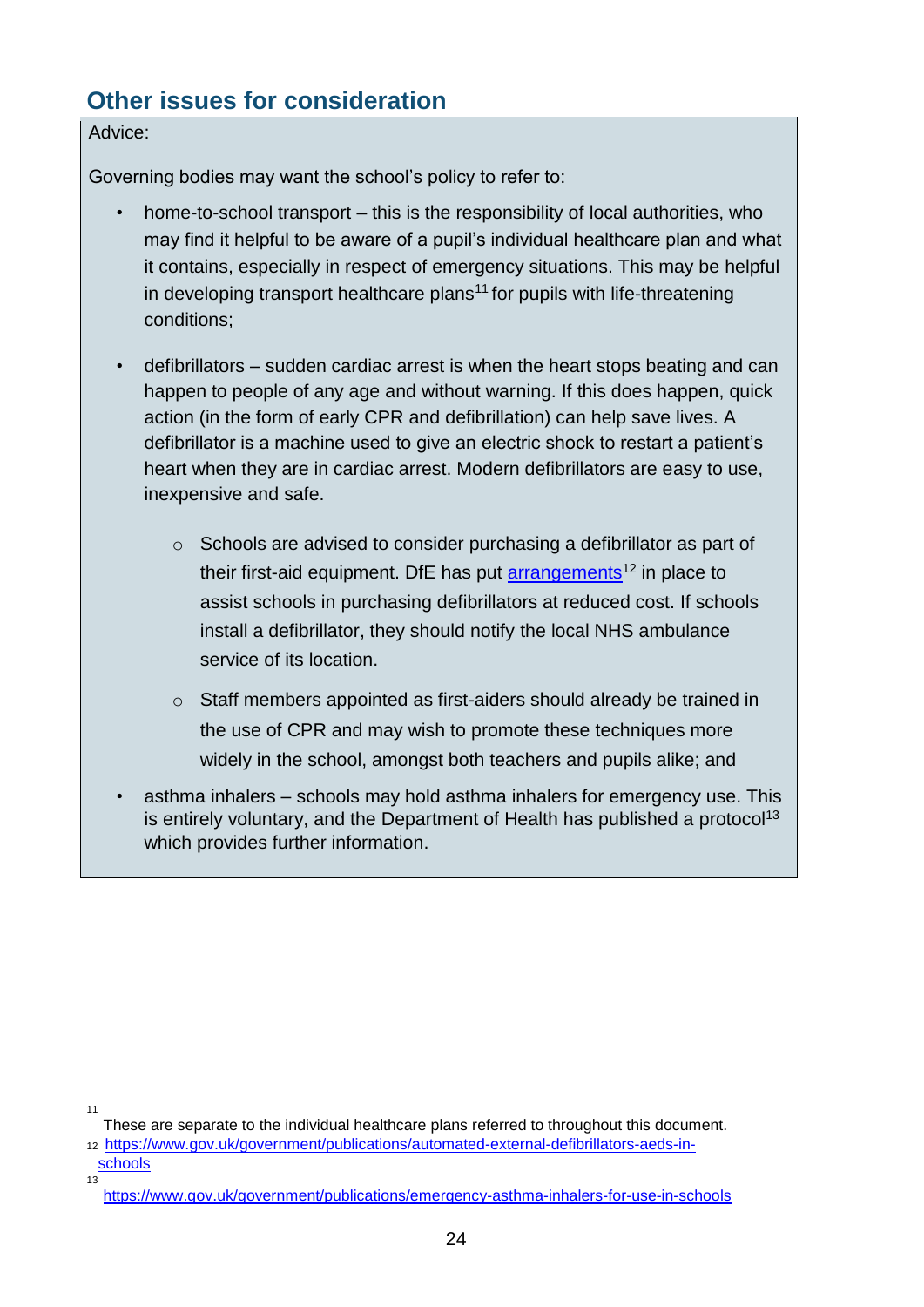## Other issues for consideration

Advice:

Governing bodies may want the school's policy to refer to:

- home-to-school transport – this is the responsibility of local authorities, who may find it helpful to be aware of a pupil's individual healthcare plan and what it contains, especially in respect of emergency situations. This may be helpful in developing transport healthcare plans[11] for pupils with life-threatening conditions;
- defibrillators – sudden cardiac arrest is when the heart stops beating and can happen to people of any age and without warning. If this does happen, quick action (in the form of early CPR and defibrillation) can help save lives. A defibrillator is a machine used to give an electric shock to restart a patient's heart when they are in cardiac arrest. Modern defibrillators are easy to use, inexpensive and safe.
  - Schools are advised to consider purchasing a defibrillator as part of their first-aid equipment. DfE has put [arrangements](https://www.gov.uk/government/publications/automated-external-defibrillators-aeds-in-schools)[12] in place to assist schools in purchasing defibrillators at reduced cost. If schools install a defibrillator, they should notify the local NHS ambulance service of its location.
  - Staff members appointed as first-aiders should already be trained in the use of CPR and may wish to promote these techniques more widely in the school, amongst both teachers and pupils alike; and
- asthma inhalers – schools may hold asthma inhalers for emergency use. This is entirely voluntary, and the Department of Health has published a protocol[13] which provides further information.

---

[11] These are separate to the individual healthcare plans referred to throughout this document.

[12] https://www.gov.uk/government/publications/automated-external-defibrillators-aeds-in-schools

[13] https://www.gov.uk/government/publications/emergency-asthma-inhalers-for-use-in-schools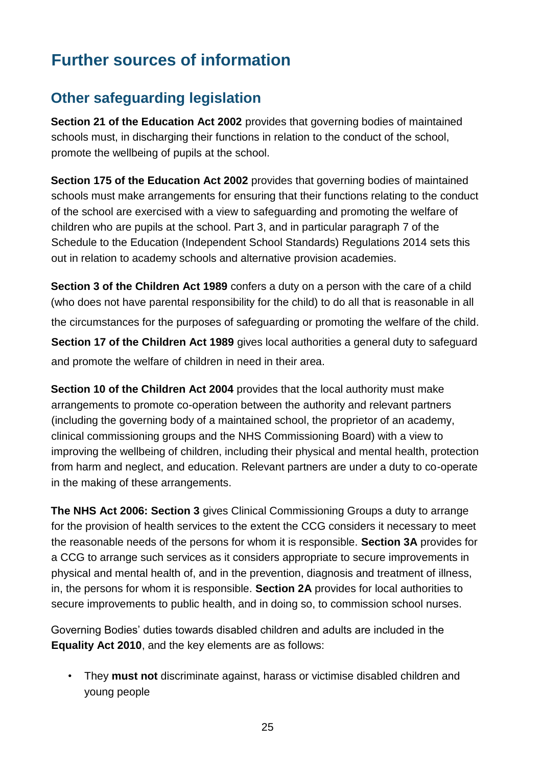# Further sources of information

## Other safeguarding legislation

**Section 21 of the Education Act 2002** provides that governing bodies of maintained schools must, in discharging their functions in relation to the conduct of the school, promote the wellbeing of pupils at the school.

**Section 175 of the Education Act 2002** provides that governing bodies of maintained schools must make arrangements for ensuring that their functions relating to the conduct of the school are exercised with a view to safeguarding and promoting the welfare of children who are pupils at the school. Part 3, and in particular paragraph 7 of the Schedule to the Education (Independent School Standards) Regulations 2014 sets this out in relation to academy schools and alternative provision academies.

**Section 3 of the Children Act 1989** confers a duty on a person with the care of a child (who does not have parental responsibility for the child) to do all that is reasonable in all the circumstances for the purposes of safeguarding or promoting the welfare of the child.

**Section 17 of the Children Act 1989** gives local authorities a general duty to safeguard and promote the welfare of children in need in their area.

**Section 10 of the Children Act 2004** provides that the local authority must make arrangements to promote co-operation between the authority and relevant partners (including the governing body of a maintained school, the proprietor of an academy, clinical commissioning groups and the NHS Commissioning Board) with a view to improving the wellbeing of children, including their physical and mental health, protection from harm and neglect, and education. Relevant partners are under a duty to co-operate in the making of these arrangements.

**The NHS Act 2006: Section 3** gives Clinical Commissioning Groups a duty to arrange for the provision of health services to the extent the CCG considers it necessary to meet the reasonable needs of the persons for whom it is responsible. **Section 3A** provides for a CCG to arrange such services as it considers appropriate to secure improvements in physical and mental health of, and in the prevention, diagnosis and treatment of illness, in, the persons for whom it is responsible. **Section 2A** provides for local authorities to secure improvements to public health, and in doing so, to commission school nurses.

Governing Bodies' duties towards disabled children and adults are included in the **Equality Act 2010**, and the key elements are as follows:

- They **must not** discriminate against, harass or victimise disabled children and young people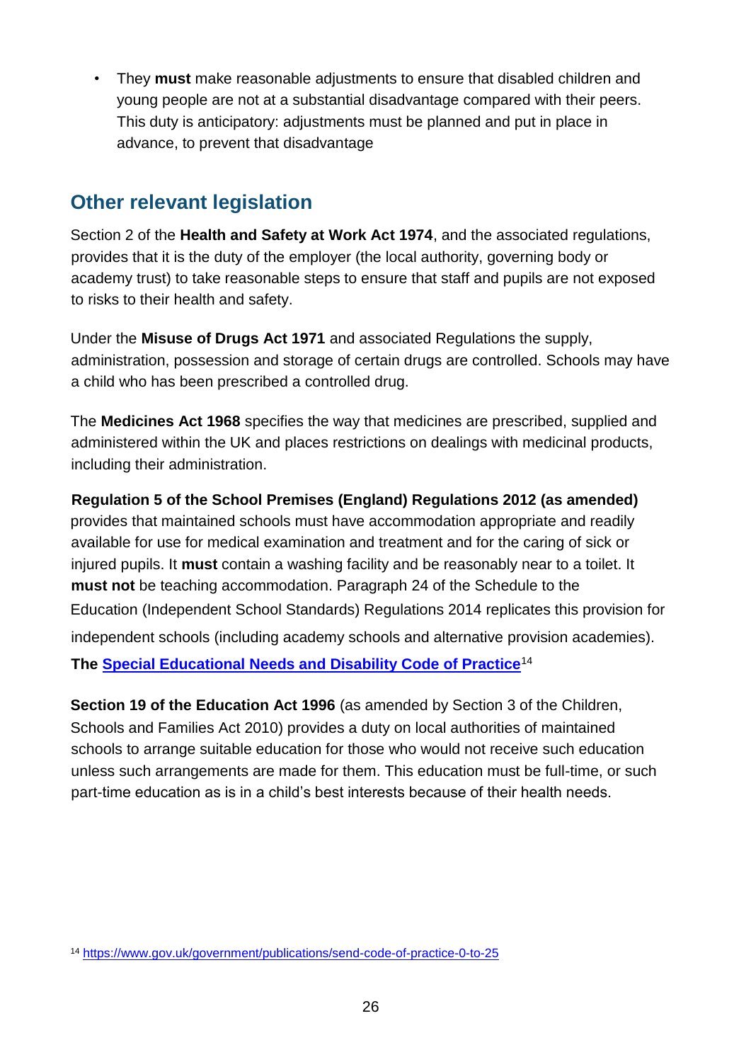- They **must** make reasonable adjustments to ensure that disabled children and young people are not at a substantial disadvantage compared with their peers. This duty is anticipatory: adjustments must be planned and put in place in advance, to prevent that disadvantage

## Other relevant legislation

Section 2 of the **Health and Safety at Work Act 1974**, and the associated regulations, provides that it is the duty of the employer (the local authority, governing body or academy trust) to take reasonable steps to ensure that staff and pupils are not exposed to risks to their health and safety.

Under the **Misuse of Drugs Act 1971** and associated Regulations the supply, administration, possession and storage of certain drugs are controlled. Schools may have a child who has been prescribed a controlled drug.

The **Medicines Act 1968** specifies the way that medicines are prescribed, supplied and administered within the UK and places restrictions on dealings with medicinal products, including their administration.

**Regulation 5 of the School Premises (England) Regulations 2012 (as amended)** provides that maintained schools must have accommodation appropriate and readily available for use for medical examination and treatment and for the caring of sick or injured pupils. It **must** contain a washing facility and be reasonably near to a toilet. It **must not** be teaching accommodation. Paragraph 24 of the Schedule to the Education (Independent School Standards) Regulations 2014 replicates this provision for independent schools (including academy schools and alternative provision academies).

**The [Special Educational Needs and Disability Code of Practice](https://www.gov.uk/government/publications/send-code-of-practice-0-to-25)**[14]

**Section 19 of the Education Act 1996** (as amended by Section 3 of the Children, Schools and Families Act 2010) provides a duty on local authorities of maintained schools to arrange suitable education for those who would not receive such education unless such arrangements are made for them. This education must be full-time, or such part-time education as is in a child's best interests because of their health needs.

[14] https://www.gov.uk/government/publications/send-code-of-practice-0-to-25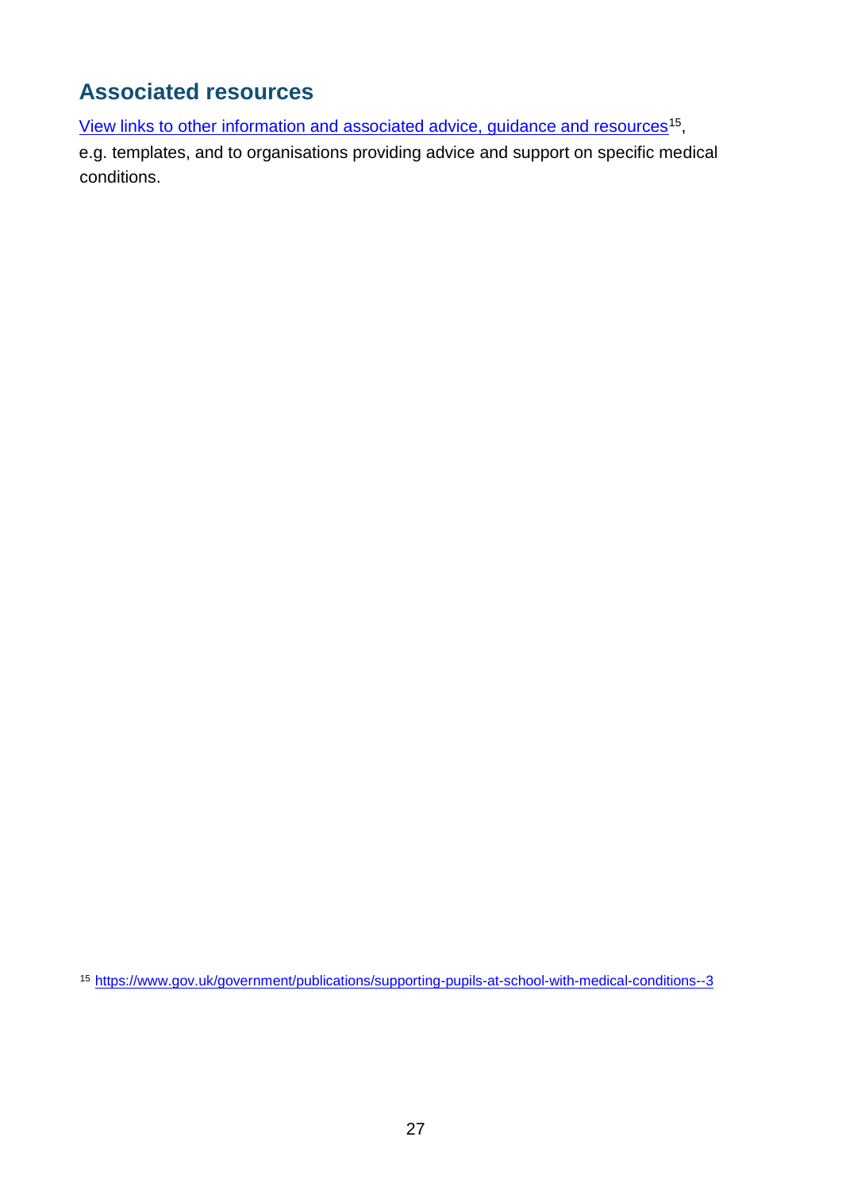## Associated resources

View links to other information and associated advice, guidance and resources[15], e.g. templates, and to organisations providing advice and support on specific medical conditions.

[15] https://www.gov.uk/government/publications/supporting-pupils-at-school-with-medical-conditions--3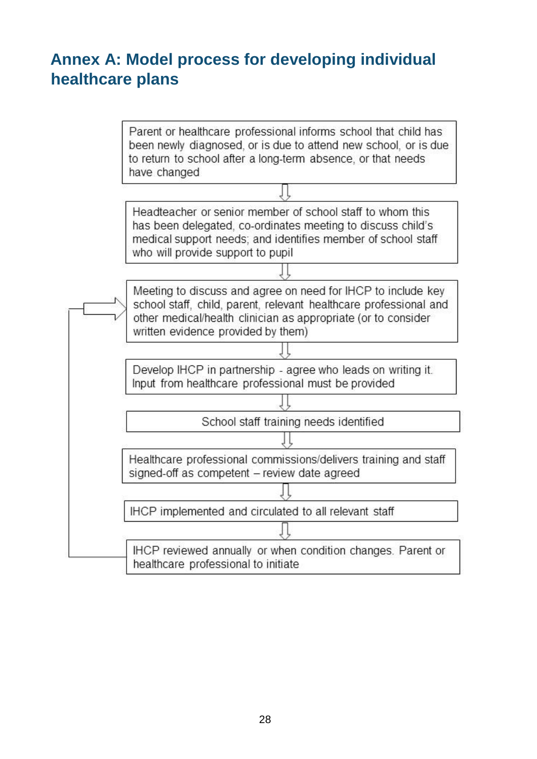## Annex A: Model process for developing individual healthcare plans

Parent or healthcare professional informs school that child has been newly diagnosed, or is due to attend new school, or is due to return to school after a long-term absence, or that needs have changed

⇩

Headteacher or senior member of school staff to whom this has been delegated, co-ordinates meeting to discuss child's medical support needs; and identifies member of school staff who will provide support to pupil

⇩

Meeting to discuss and agree on need for IHCP to include key school staff, child, parent, relevant healthcare professional and other medical/health clinician as appropriate (or to consider written evidence provided by them)

⇩

Develop IHCP in partnership - agree who leads on writing it. Input from healthcare professional must be provided

⇩

School staff training needs identified

⇩

Healthcare professional commissions/delivers training and staff signed-off as competent – review date agreed

⇩

IHCP implemented and circulated to all relevant staff

⇩

IHCP reviewed annually or when condition changes. Parent or healthcare professional to initiate

(Arrow loops back from the final step to "Meeting to discuss and agree on need for IHCP…")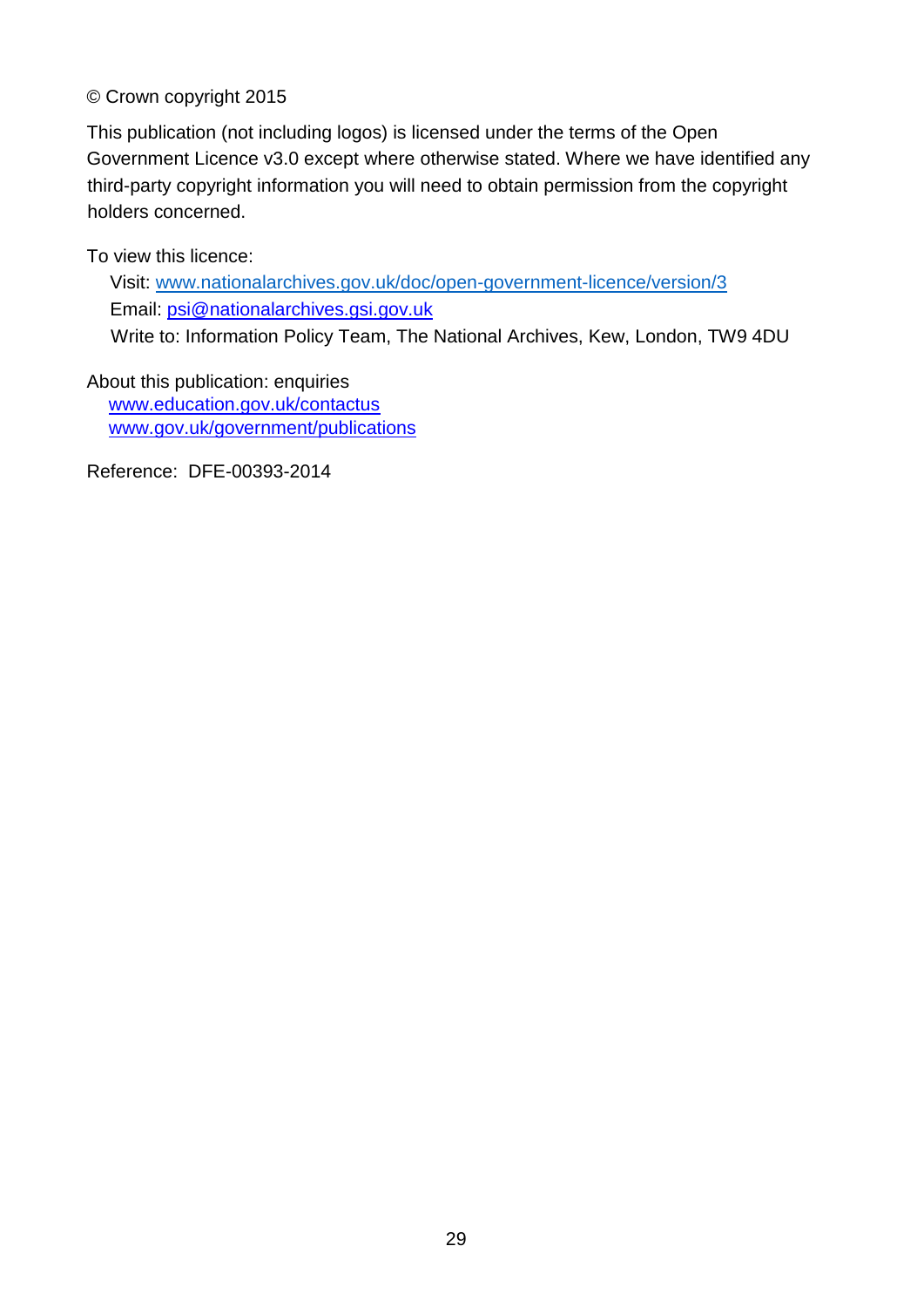© Crown copyright 2015

This publication (not including logos) is licensed under the terms of the Open Government Licence v3.0 except where otherwise stated. Where we have identified any third-party copyright information you will need to obtain permission from the copyright holders concerned.

To view this licence:

Visit: www.nationalarchives.gov.uk/doc/open-government-licence/version/3
Email: psi@nationalarchives.gsi.gov.uk
Write to: Information Policy Team, The National Archives, Kew, London, TW9 4DU

About this publication: enquiries
www.education.gov.uk/contactus
www.gov.uk/government/publications

Reference: DFE-00393-2014